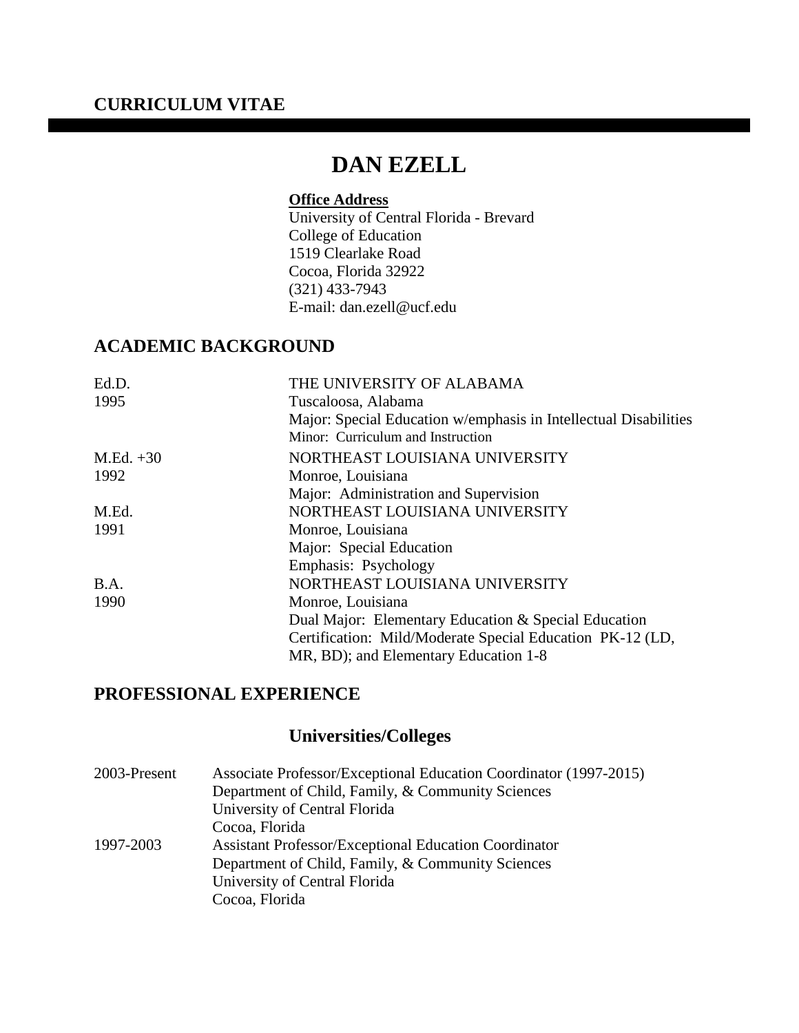**CURRICULUM VITAE**

---

# DAN EZELL

**Office Address**
University of Central Florida - Brevard
College of Education
1519 Clearlake Road
Cocoa, Florida 32922
(321) 433-7943
E-mail: dan.ezell@ucf.edu

## ACADEMIC BACKGROUND

| | |
|---|---|
| Ed.D.<br>1995 | THE UNIVERSITY OF ALABAMA<br>Tuscaloosa, Alabama<br>Major: Special Education w/emphasis in Intellectual Disabilities<br>Minor: Curriculum and Instruction |
| M.Ed. +30<br>1992 | NORTHEAST LOUISIANA UNIVERSITY<br>Monroe, Louisiana<br>Major: Administration and Supervision |
| M.Ed.<br>1991 | NORTHEAST LOUISIANA UNIVERSITY<br>Monroe, Louisiana<br>Major: Special Education<br>Emphasis: Psychology |
| B.A.<br>1990 | NORTHEAST LOUISIANA UNIVERSITY<br>Monroe, Louisiana<br>Dual Major: Elementary Education & Special Education<br>Certification: Mild/Moderate Special Education PK-12 (LD, MR, BD); and Elementary Education 1-8 |

## PROFESSIONAL EXPERIENCE

### Universities/Colleges

| | |
|---|---|
| 2003-Present | Associate Professor/Exceptional Education Coordinator (1997-2015)<br>Department of Child, Family, & Community Sciences<br>University of Central Florida<br>Cocoa, Florida |
| 1997-2003 | Assistant Professor/Exceptional Education Coordinator<br>Department of Child, Family, & Community Sciences<br>University of Central Florida<br>Cocoa, Florida |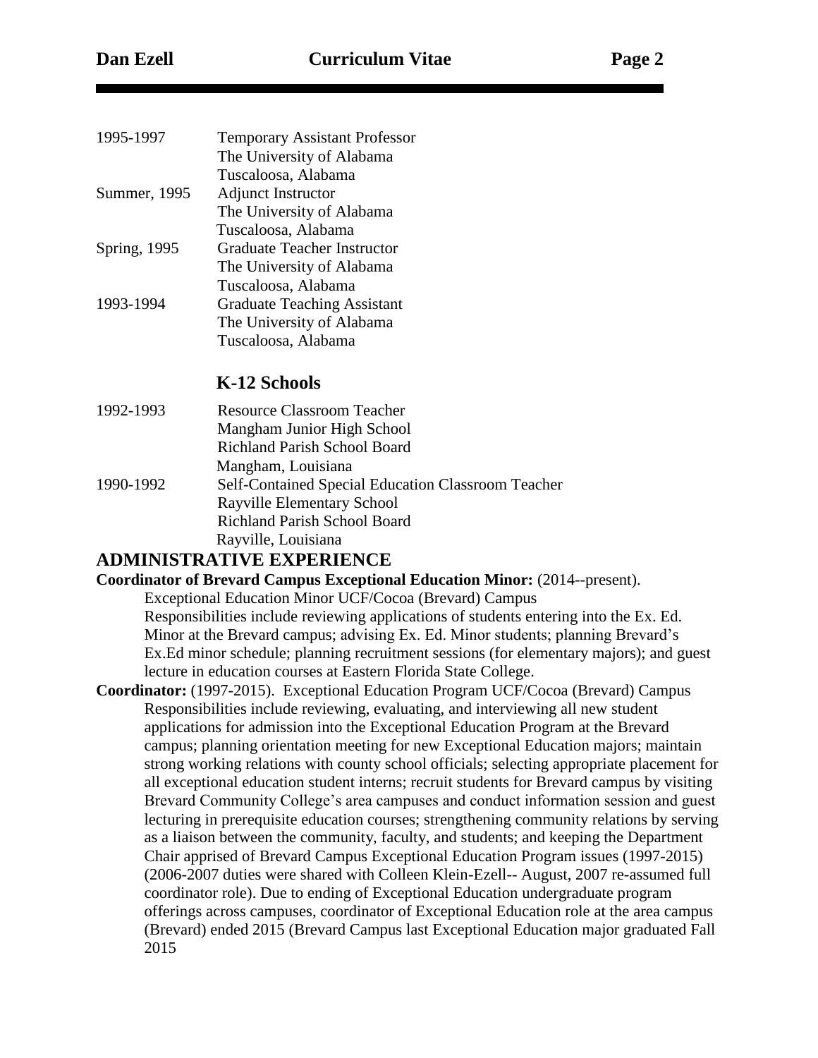1995-1997 Temporary Assistant Professor
The University of Alabama
Tuscaloosa, Alabama

Summer, 1995 Adjunct Instructor
The University of Alabama
Tuscaloosa, Alabama

Spring, 1995 Graduate Teacher Instructor
The University of Alabama
Tuscaloosa, Alabama

1993-1994 Graduate Teaching Assistant
The University of Alabama
Tuscaloosa, Alabama

### K-12 Schools

1992-1993 Resource Classroom Teacher
Mangham Junior High School
Richland Parish School Board
Mangham, Louisiana

1990-1992 Self-Contained Special Education Classroom Teacher
Rayville Elementary School
Richland Parish School Board
Rayville, Louisiana

## ADMINISTRATIVE EXPERIENCE

**Coordinator of Brevard Campus Exceptional Education Minor:** (2014--present).
Exceptional Education Minor UCF/Cocoa (Brevard) Campus
Responsibilities include reviewing applications of students entering into the Ex. Ed. Minor at the Brevard campus; advising Ex. Ed. Minor students; planning Brevard's Ex.Ed minor schedule; planning recruitment sessions (for elementary majors); and guest lecture in education courses at Eastern Florida State College.

**Coordinator:** (1997-2015). Exceptional Education Program UCF/Cocoa (Brevard) Campus
Responsibilities include reviewing, evaluating, and interviewing all new student applications for admission into the Exceptional Education Program at the Brevard campus; planning orientation meeting for new Exceptional Education majors; maintain strong working relations with county school officials; selecting appropriate placement for all exceptional education student interns; recruit students for Brevard campus by visiting Brevard Community College's area campuses and conduct information session and guest lecturing in prerequisite education courses; strengthening community relations by serving as a liaison between the community, faculty, and students; and keeping the Department Chair apprised of Brevard Campus Exceptional Education Program issues (1997-2015) (2006-2007 duties were shared with Colleen Klein-Ezell-- August, 2007 re-assumed full coordinator role). Due to ending of Exceptional Education undergraduate program offerings across campuses, coordinator of Exceptional Education role at the area campus (Brevard) ended 2015 (Brevard Campus last Exceptional Education major graduated Fall 2015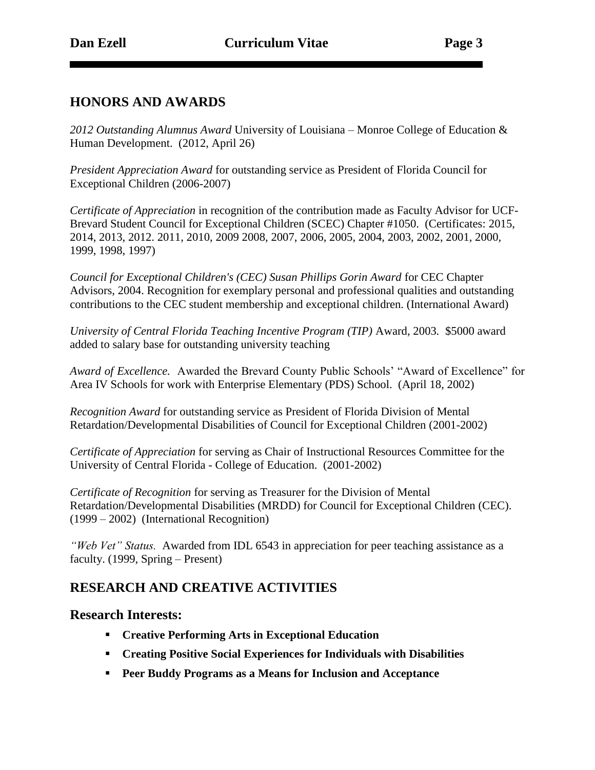## HONORS AND AWARDS

*2012 Outstanding Alumnus Award* University of Louisiana – Monroe College of Education & Human Development. (2012, April 26)

*President Appreciation Award* for outstanding service as President of Florida Council for Exceptional Children (2006-2007)

*Certificate of Appreciation* in recognition of the contribution made as Faculty Advisor for UCF-Brevard Student Council for Exceptional Children (SCEC) Chapter #1050. (Certificates: 2015, 2014, 2013, 2012. 2011, 2010, 2009 2008, 2007, 2006, 2005, 2004, 2003, 2002, 2001, 2000, 1999, 1998, 1997)

*Council for Exceptional Children's (CEC) Susan Phillips Gorin Award* for CEC Chapter Advisors, 2004. Recognition for exemplary personal and professional qualities and outstanding contributions to the CEC student membership and exceptional children. (International Award)

*University of Central Florida Teaching Incentive Program (TIP)* Award, 2003. $5000 award added to salary base for outstanding university teaching

*Award of Excellence.* Awarded the Brevard County Public Schools' "Award of Excellence" for Area IV Schools for work with Enterprise Elementary (PDS) School. (April 18, 2002)

*Recognition Award* for outstanding service as President of Florida Division of Mental Retardation/Developmental Disabilities of Council for Exceptional Children (2001-2002)

*Certificate of Appreciation* for serving as Chair of Instructional Resources Committee for the University of Central Florida - College of Education. (2001-2002)

*Certificate of Recognition* for serving as Treasurer for the Division of Mental Retardation/Developmental Disabilities (MRDD) for Council for Exceptional Children (CEC). (1999 – 2002) (International Recognition)

*"Web Vet" Status.* Awarded from IDL 6543 in appreciation for peer teaching assistance as a faculty. (1999, Spring – Present)

## RESEARCH AND CREATIVE ACTIVITIES

### Research Interests:

- **Creative Performing Arts in Exceptional Education**
- **Creating Positive Social Experiences for Individuals with Disabilities**
- **Peer Buddy Programs as a Means for Inclusion and Acceptance**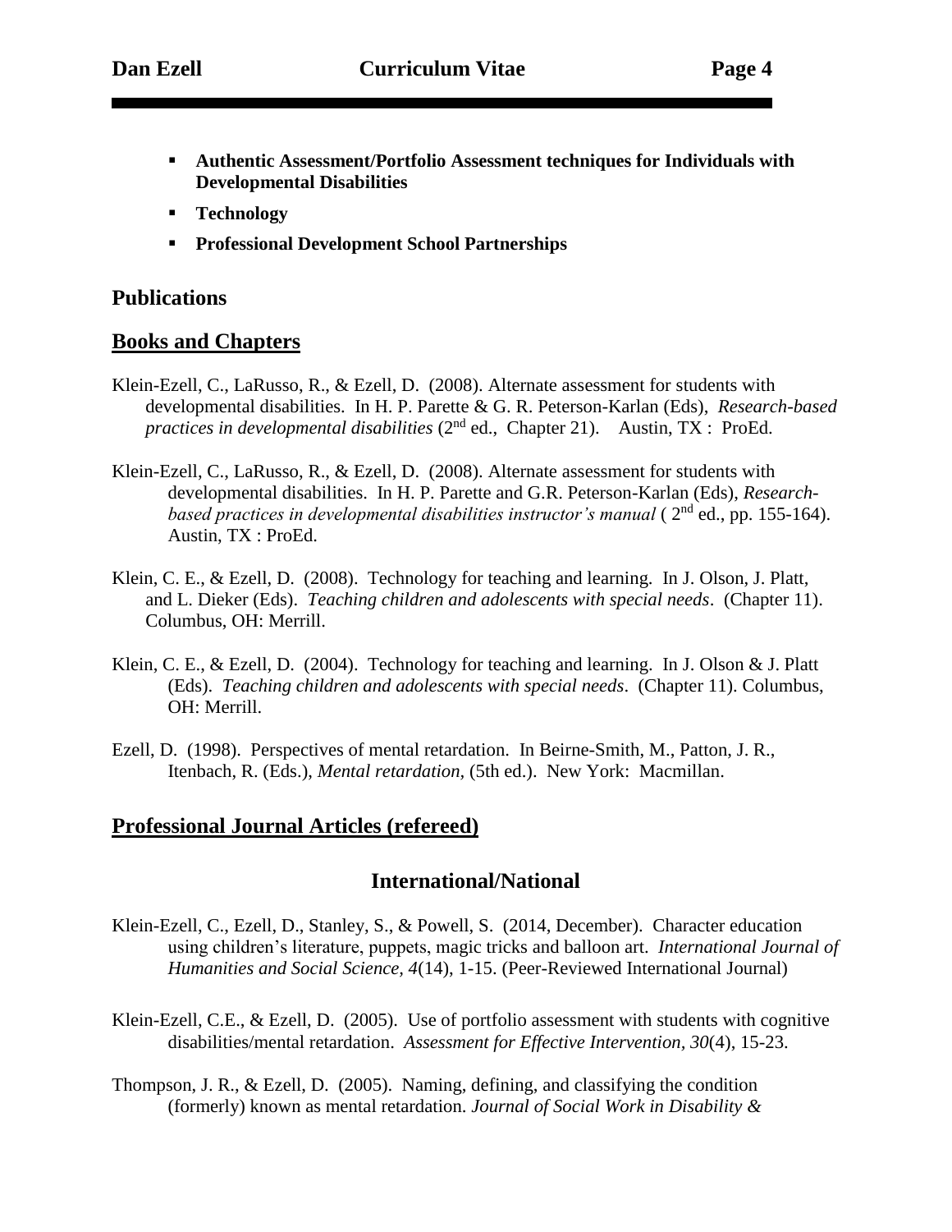- **Authentic Assessment/Portfolio Assessment techniques for Individuals with Developmental Disabilities**
- **Technology**
- **Professional Development School Partnerships**

## Publications

## Books and Chapters

Klein-Ezell, C., LaRusso, R., & Ezell, D. (2008). Alternate assessment for students with developmental disabilities. In H. P. Parette & G. R. Peterson-Karlan (Eds), *Research-based practices in developmental disabilities* (2nd ed., Chapter 21). Austin, TX : ProEd.

Klein-Ezell, C., LaRusso, R., & Ezell, D. (2008). Alternate assessment for students with developmental disabilities. In H. P. Parette and G.R. Peterson-Karlan (Eds), *Research-based practices in developmental disabilities instructor's manual* ( 2nd ed., pp. 155-164). Austin, TX : ProEd.

Klein, C. E., & Ezell, D. (2008). Technology for teaching and learning. In J. Olson, J. Platt, and L. Dieker (Eds). *Teaching children and adolescents with special needs*. (Chapter 11). Columbus, OH: Merrill.

Klein, C. E., & Ezell, D. (2004). Technology for teaching and learning. In J. Olson & J. Platt (Eds). *Teaching children and adolescents with special needs*. (Chapter 11). Columbus, OH: Merrill.

Ezell, D. (1998). Perspectives of mental retardation. In Beirne-Smith, M., Patton, J. R., Itenbach, R. (Eds.), *Mental retardation,* (5th ed.). New York: Macmillan.

## Professional Journal Articles (refereed)

### International/National

Klein-Ezell, C., Ezell, D., Stanley, S., & Powell, S. (2014, December). Character education using children's literature, puppets, magic tricks and balloon art. *International Journal of Humanities and Social Science, 4*(14), 1-15. (Peer-Reviewed International Journal)

Klein-Ezell, C.E., & Ezell, D. (2005). Use of portfolio assessment with students with cognitive disabilities/mental retardation. *Assessment for Effective Intervention, 30*(4), 15-23.

Thompson, J. R., & Ezell, D. (2005). Naming, defining, and classifying the condition (formerly) known as mental retardation. *Journal of Social Work in Disability &*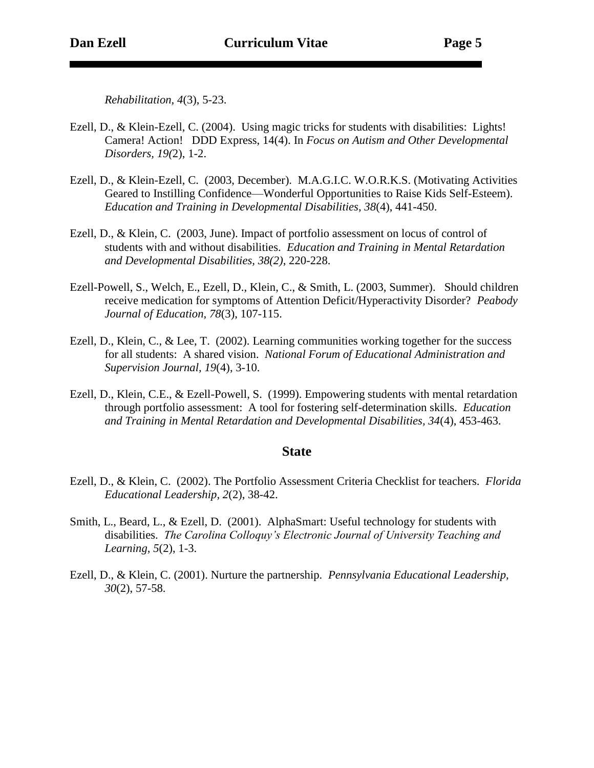*Rehabilitation*, *4*(3), 5-23.

Ezell, D., & Klein-Ezell, C. (2004). Using magic tricks for students with disabilities: Lights! Camera! Action! DDD Express, 14(4). In *Focus on Autism and Other Developmental Disorders*, *19(*2), 1-2.

Ezell, D., & Klein-Ezell, C. (2003, December). M.A.G.I.C. W.O.R.K.S. (Motivating Activities Geared to Instilling Confidence—Wonderful Opportunities to Raise Kids Self-Esteem). *Education and Training in Developmental Disabilities, 38*(4), 441-450.

Ezell, D., & Klein, C. (2003, June). Impact of portfolio assessment on locus of control of students with and without disabilities. *Education and Training in Mental Retardation and Developmental Disabilities*, *38(2)*, 220-228.

Ezell-Powell, S., Welch, E., Ezell, D., Klein, C., & Smith, L. (2003, Summer). Should children receive medication for symptoms of Attention Deficit/Hyperactivity Disorder? *Peabody Journal of Education, 78*(3), 107-115.

Ezell, D., Klein, C., & Lee, T. (2002). Learning communities working together for the success for all students: A shared vision. *National Forum of Educational Administration and Supervision Journal, 19*(4), 3-10.

Ezell, D., Klein, C.E., & Ezell-Powell, S. (1999). Empowering students with mental retardation through portfolio assessment: A tool for fostering self-determination skills. *Education and Training in Mental Retardation and Developmental Disabilities, 34*(4), 453-463.

## State

Ezell, D., & Klein, C. (2002). The Portfolio Assessment Criteria Checklist for teachers. *Florida Educational Leadership*, *2*(2), 38-42.

Smith, L., Beard, L., & Ezell, D. (2001). AlphaSmart: Useful technology for students with disabilities. *The Carolina Colloquy's Electronic Journal of University Teaching and Learning*, *5*(2), 1-3.

Ezell, D., & Klein, C. (2001). Nurture the partnership. *Pennsylvania Educational Leadership, 30*(2), 57-58.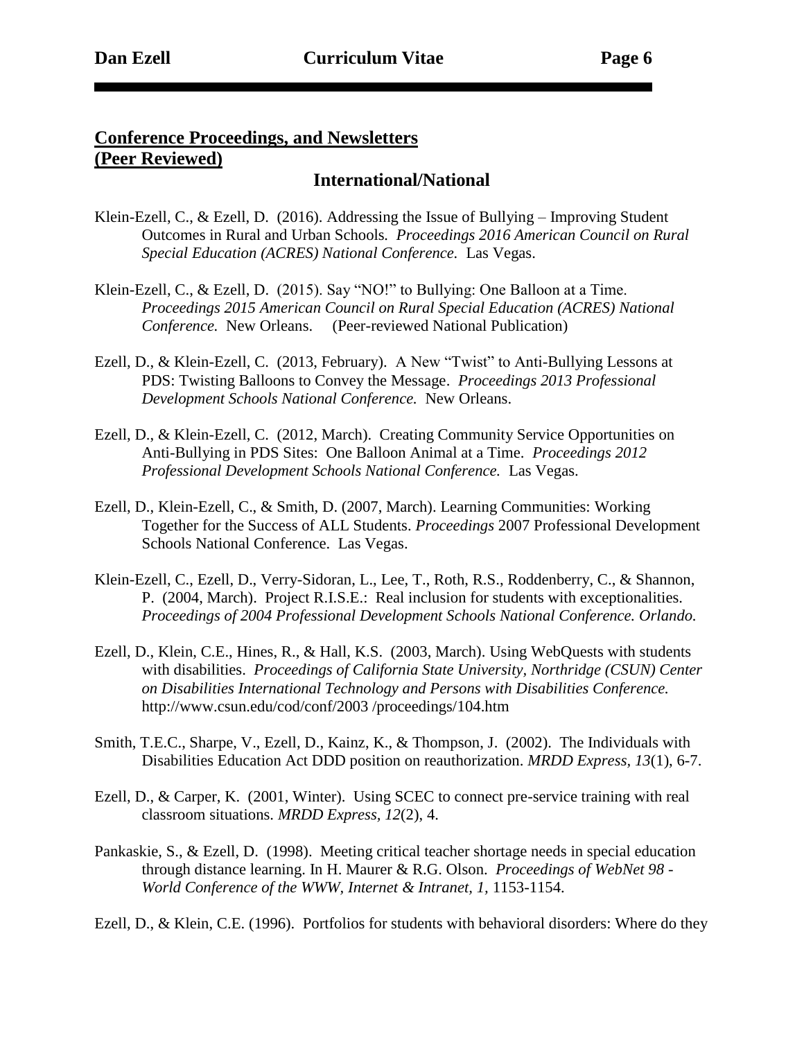## Conference Proceedings, and Newsletters (Peer Reviewed)

### International/National

Klein-Ezell, C., & Ezell, D. (2016). Addressing the Issue of Bullying – Improving Student Outcomes in Rural and Urban Schools. *Proceedings 2016 American Council on Rural Special Education (ACRES) National Conference*. Las Vegas.

Klein-Ezell, C., & Ezell, D. (2015). Say "NO!" to Bullying: One Balloon at a Time. *Proceedings 2015 American Council on Rural Special Education (ACRES) National Conference.* New Orleans. (Peer-reviewed National Publication)

Ezell, D., & Klein-Ezell, C. (2013, February). A New "Twist" to Anti-Bullying Lessons at PDS: Twisting Balloons to Convey the Message. *Proceedings 2013 Professional Development Schools National Conference.* New Orleans.

Ezell, D., & Klein-Ezell, C. (2012, March). Creating Community Service Opportunities on Anti-Bullying in PDS Sites: One Balloon Animal at a Time. *Proceedings 2012 Professional Development Schools National Conference.* Las Vegas.

Ezell, D., Klein-Ezell, C., & Smith, D. (2007, March). Learning Communities: Working Together for the Success of ALL Students. *Proceedings* 2007 Professional Development Schools National Conference. Las Vegas.

Klein-Ezell, C., Ezell, D., Verry-Sidoran, L., Lee, T., Roth, R.S., Roddenberry, C., & Shannon, P. (2004, March). Project R.I.S.E.: Real inclusion for students with exceptionalities. *Proceedings of 2004 Professional Development Schools National Conference. Orlando.*

Ezell, D., Klein, C.E., Hines, R., & Hall, K.S. (2003, March). Using WebQuests with students with disabilities. *Proceedings of California State University, Northridge (CSUN) Center on Disabilities International Technology and Persons with Disabilities Conference.* http://www.csun.edu/cod/conf/2003 /proceedings/104.htm

Smith, T.E.C., Sharpe, V., Ezell, D., Kainz, K., & Thompson, J. (2002). The Individuals with Disabilities Education Act DDD position on reauthorization. *MRDD Express, 13*(1), 6-7.

Ezell, D., & Carper, K. (2001, Winter). Using SCEC to connect pre-service training with real classroom situations. *MRDD Express, 12*(2), 4.

Pankaskie, S., & Ezell, D. (1998). Meeting critical teacher shortage needs in special education through distance learning. In H. Maurer & R.G. Olson. *Proceedings of WebNet 98 - World Conference of the WWW, Internet & Intranet, 1,* 1153-1154.

Ezell, D., & Klein, C.E. (1996). Portfolios for students with behavioral disorders: Where do they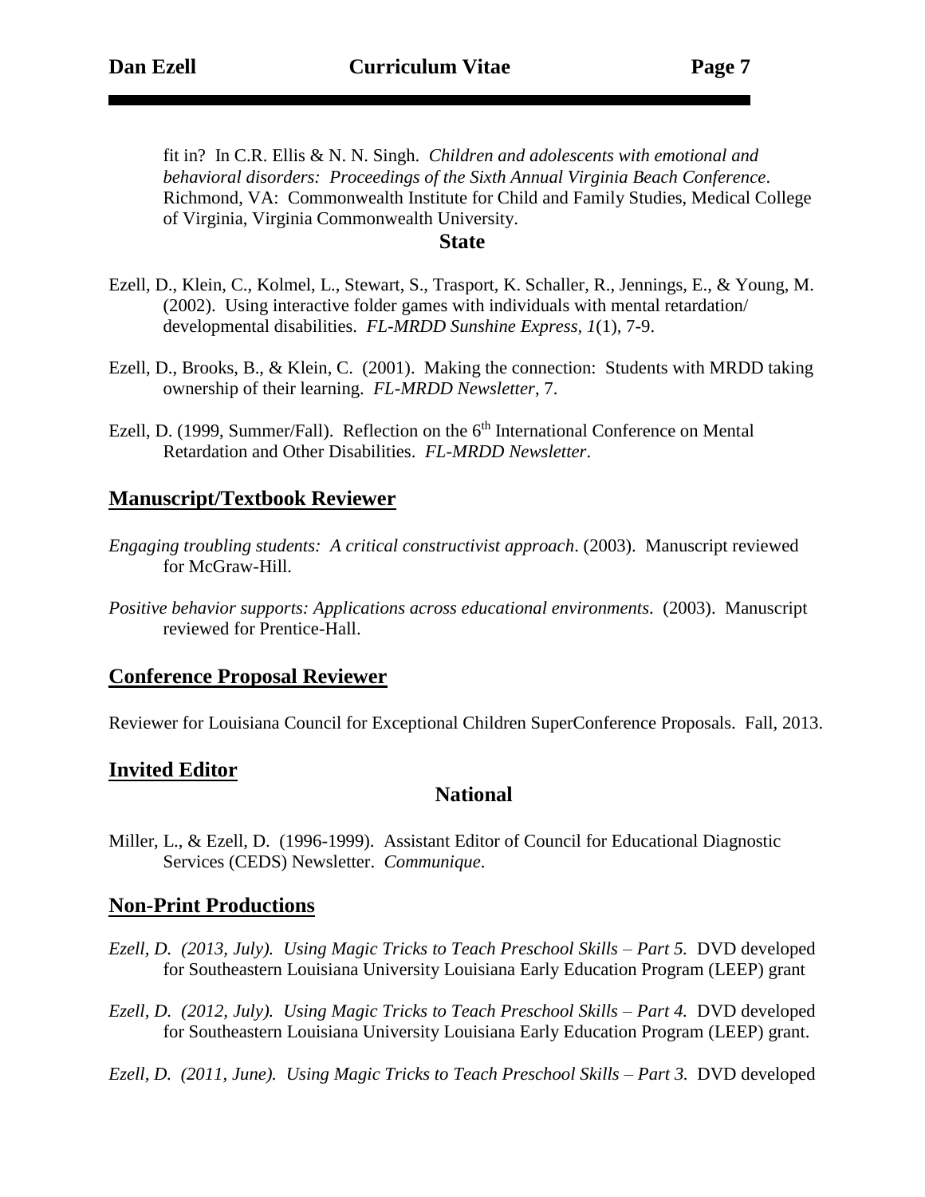fit in? In C.R. Ellis & N. N. Singh. *Children and adolescents with emotional and behavioral disorders: Proceedings of the Sixth Annual Virginia Beach Conference*. Richmond, VA: Commonwealth Institute for Child and Family Studies, Medical College of Virginia, Virginia Commonwealth University.

### State

Ezell, D., Klein, C., Kolmel, L., Stewart, S., Trasport, K. Schaller, R., Jennings, E., & Young, M. (2002). Using interactive folder games with individuals with mental retardation/ developmental disabilities. *FL-MRDD Sunshine Express, 1*(1), 7-9.

Ezell, D., Brooks, B., & Klein, C. (2001). Making the connection: Students with MRDD taking ownership of their learning. *FL-MRDD Newsletter*, 7.

Ezell, D. (1999, Summer/Fall). Reflection on the 6th International Conference on Mental Retardation and Other Disabilities. *FL-MRDD Newsletter*.

## Manuscript/Textbook Reviewer

*Engaging troubling students: A critical constructivist approach*. (2003). Manuscript reviewed for McGraw-Hill.

*Positive behavior supports: Applications across educational environments*. (2003). Manuscript reviewed for Prentice-Hall.

## Conference Proposal Reviewer

Reviewer for Louisiana Council for Exceptional Children SuperConference Proposals. Fall, 2013.

## Invited Editor

### National

Miller, L., & Ezell, D. (1996-1999). Assistant Editor of Council for Educational Diagnostic Services (CEDS) Newsletter. *Communique*.

## Non-Print Productions

*Ezell, D. (2013, July). Using Magic Tricks to Teach Preschool Skills – Part 5.* DVD developed for Southeastern Louisiana University Louisiana Early Education Program (LEEP) grant

*Ezell, D. (2012, July). Using Magic Tricks to Teach Preschool Skills – Part 4.* DVD developed for Southeastern Louisiana University Louisiana Early Education Program (LEEP) grant.

*Ezell, D. (2011, June). Using Magic Tricks to Teach Preschool Skills – Part 3.* DVD developed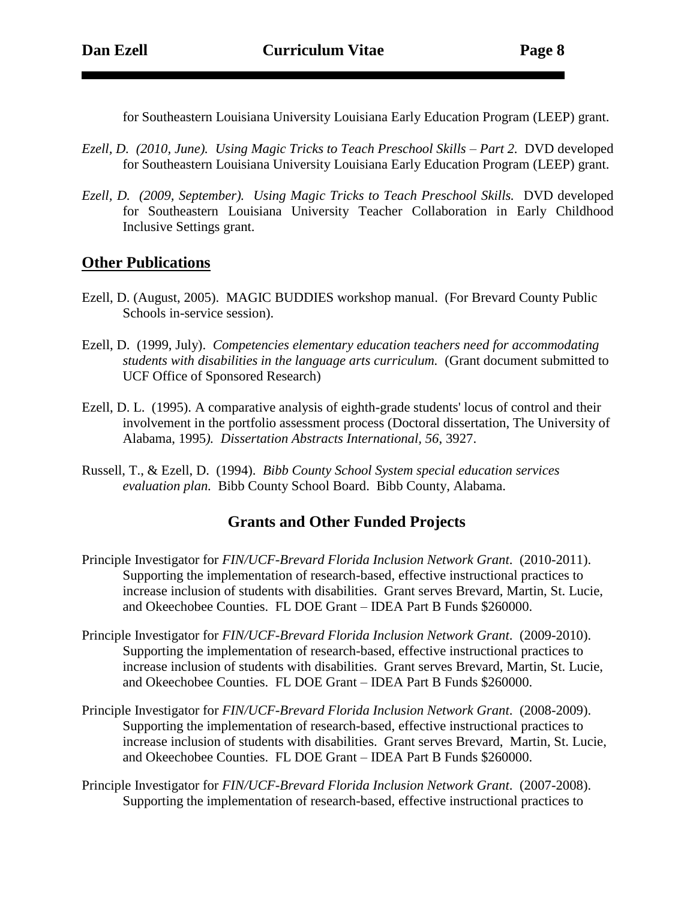for Southeastern Louisiana University Louisiana Early Education Program (LEEP) grant.

*Ezell, D. (2010, June). Using Magic Tricks to Teach Preschool Skills – Part 2.* DVD developed for Southeastern Louisiana University Louisiana Early Education Program (LEEP) grant.

*Ezell, D. (2009, September). Using Magic Tricks to Teach Preschool Skills.* DVD developed for Southeastern Louisiana University Teacher Collaboration in Early Childhood Inclusive Settings grant.

## Other Publications

Ezell, D. (August, 2005). MAGIC BUDDIES workshop manual. (For Brevard County Public Schools in-service session).

Ezell, D. (1999, July). *Competencies elementary education teachers need for accommodating students with disabilities in the language arts curriculum.* (Grant document submitted to UCF Office of Sponsored Research)

Ezell, D. L. (1995). A comparative analysis of eighth-grade students' locus of control and their involvement in the portfolio assessment process (Doctoral dissertation, The University of Alabama, 1995*). Dissertation Abstracts International, 56*, 3927.

Russell, T., & Ezell, D. (1994). *Bibb County School System special education services evaluation plan.* Bibb County School Board. Bibb County, Alabama.

## Grants and Other Funded Projects

Principle Investigator for *FIN/UCF-Brevard Florida Inclusion Network Grant*. (2010-2011). Supporting the implementation of research-based, effective instructional practices to increase inclusion of students with disabilities. Grant serves Brevard, Martin, St. Lucie, and Okeechobee Counties. FL DOE Grant – IDEA Part B Funds $260000.

Principle Investigator for *FIN/UCF-Brevard Florida Inclusion Network Grant*. (2009-2010). Supporting the implementation of research-based, effective instructional practices to increase inclusion of students with disabilities. Grant serves Brevard, Martin, St. Lucie, and Okeechobee Counties. FL DOE Grant – IDEA Part B Funds $260000.

Principle Investigator for *FIN/UCF-Brevard Florida Inclusion Network Grant*. (2008-2009). Supporting the implementation of research-based, effective instructional practices to increase inclusion of students with disabilities. Grant serves Brevard, Martin, St. Lucie, and Okeechobee Counties. FL DOE Grant – IDEA Part B Funds $260000.

Principle Investigator for *FIN/UCF-Brevard Florida Inclusion Network Grant*. (2007-2008). Supporting the implementation of research-based, effective instructional practices to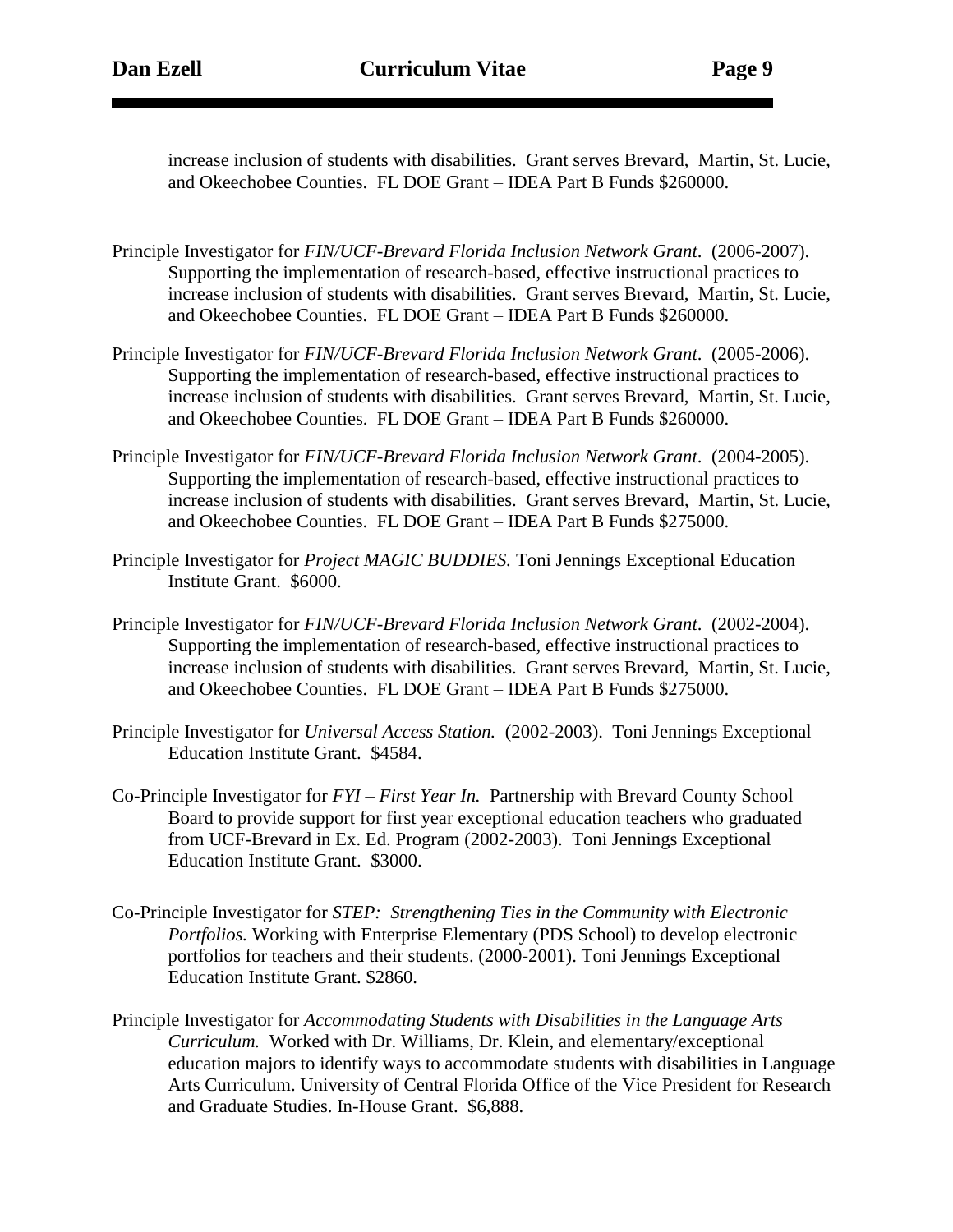increase inclusion of students with disabilities. Grant serves Brevard, Martin, St. Lucie, and Okeechobee Counties. FL DOE Grant – IDEA Part B Funds $260000.

Principle Investigator for *FIN/UCF-Brevard Florida Inclusion Network Grant*. (2006-2007). Supporting the implementation of research-based, effective instructional practices to increase inclusion of students with disabilities. Grant serves Brevard, Martin, St. Lucie, and Okeechobee Counties. FL DOE Grant – IDEA Part B Funds $260000.

Principle Investigator for *FIN/UCF-Brevard Florida Inclusion Network Grant*. (2005-2006). Supporting the implementation of research-based, effective instructional practices to increase inclusion of students with disabilities. Grant serves Brevard, Martin, St. Lucie, and Okeechobee Counties. FL DOE Grant – IDEA Part B Funds $260000.

Principle Investigator for *FIN/UCF-Brevard Florida Inclusion Network Grant*. (2004-2005). Supporting the implementation of research-based, effective instructional practices to increase inclusion of students with disabilities. Grant serves Brevard, Martin, St. Lucie, and Okeechobee Counties. FL DOE Grant – IDEA Part B Funds $275000.

Principle Investigator for *Project MAGIC BUDDIES.* Toni Jennings Exceptional Education Institute Grant. $6000.

Principle Investigator for *FIN/UCF-Brevard Florida Inclusion Network Grant*. (2002-2004). Supporting the implementation of research-based, effective instructional practices to increase inclusion of students with disabilities. Grant serves Brevard, Martin, St. Lucie, and Okeechobee Counties. FL DOE Grant – IDEA Part B Funds $275000.

Principle Investigator for *Universal Access Station.* (2002-2003). Toni Jennings Exceptional Education Institute Grant. $4584.

Co-Principle Investigator for *FYI – First Year In.* Partnership with Brevard County School Board to provide support for first year exceptional education teachers who graduated from UCF-Brevard in Ex. Ed. Program (2002-2003). Toni Jennings Exceptional Education Institute Grant. $3000.

Co-Principle Investigator for *STEP: Strengthening Ties in the Community with Electronic Portfolios.* Working with Enterprise Elementary (PDS School) to develop electronic portfolios for teachers and their students. (2000-2001). Toni Jennings Exceptional Education Institute Grant. $2860.

Principle Investigator for *Accommodating Students with Disabilities in the Language Arts Curriculum.* Worked with Dr. Williams, Dr. Klein, and elementary/exceptional education majors to identify ways to accommodate students with disabilities in Language Arts Curriculum. University of Central Florida Office of the Vice President for Research and Graduate Studies. In-House Grant. $6,888.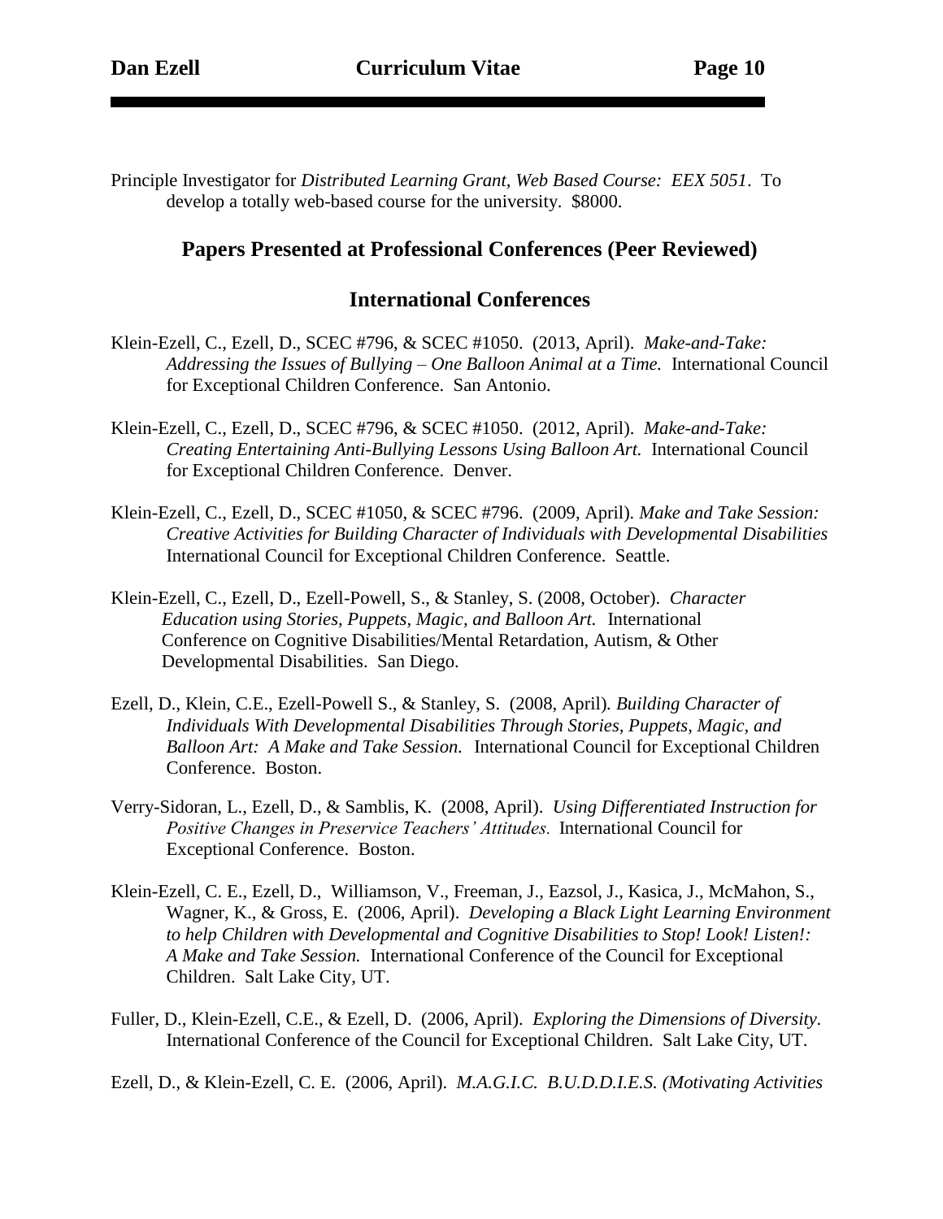Principle Investigator for *Distributed Learning Grant, Web Based Course: EEX 5051*. To develop a totally web-based course for the university. $8000.

## Papers Presented at Professional Conferences (Peer Reviewed)

### International Conferences

Klein-Ezell, C., Ezell, D., SCEC #796, & SCEC #1050. (2013, April). *Make-and-Take: Addressing the Issues of Bullying – One Balloon Animal at a Time.* International Council for Exceptional Children Conference. San Antonio.

Klein-Ezell, C., Ezell, D., SCEC #796, & SCEC #1050. (2012, April). *Make-and-Take: Creating Entertaining Anti-Bullying Lessons Using Balloon Art.* International Council for Exceptional Children Conference. Denver.

Klein-Ezell, C., Ezell, D., SCEC #1050, & SCEC #796. (2009, April). *Make and Take Session: Creative Activities for Building Character of Individuals with Developmental Disabilities* International Council for Exceptional Children Conference. Seattle.

Klein-Ezell, C., Ezell, D., Ezell-Powell, S., & Stanley, S. (2008, October). *Character Education using Stories, Puppets, Magic, and Balloon Art.* International Conference on Cognitive Disabilities/Mental Retardation, Autism, & Other Developmental Disabilities. San Diego.

Ezell, D., Klein, C.E., Ezell-Powell S., & Stanley, S. (2008, April). *Building Character of Individuals With Developmental Disabilities Through Stories, Puppets, Magic, and Balloon Art: A Make and Take Session.* International Council for Exceptional Children Conference. Boston.

Verry-Sidoran, L., Ezell, D., & Samblis, K. (2008, April). *Using Differentiated Instruction for Positive Changes in Preservice Teachers' Attitudes.* International Council for Exceptional Conference. Boston.

Klein-Ezell, C. E., Ezell, D., Williamson, V., Freeman, J., Eazsol, J., Kasica, J., McMahon, S., Wagner, K., & Gross, E. (2006, April). *Developing a Black Light Learning Environment to help Children with Developmental and Cognitive Disabilities to Stop! Look! Listen!: A Make and Take Session.* International Conference of the Council for Exceptional Children. Salt Lake City, UT.

Fuller, D., Klein-Ezell, C.E., & Ezell, D. (2006, April). *Exploring the Dimensions of Diversity.* International Conference of the Council for Exceptional Children. Salt Lake City, UT.

Ezell, D., & Klein-Ezell, C. E. (2006, April). *M.A.G.I.C. B.U.D.D.I.E.S. (Motivating Activities*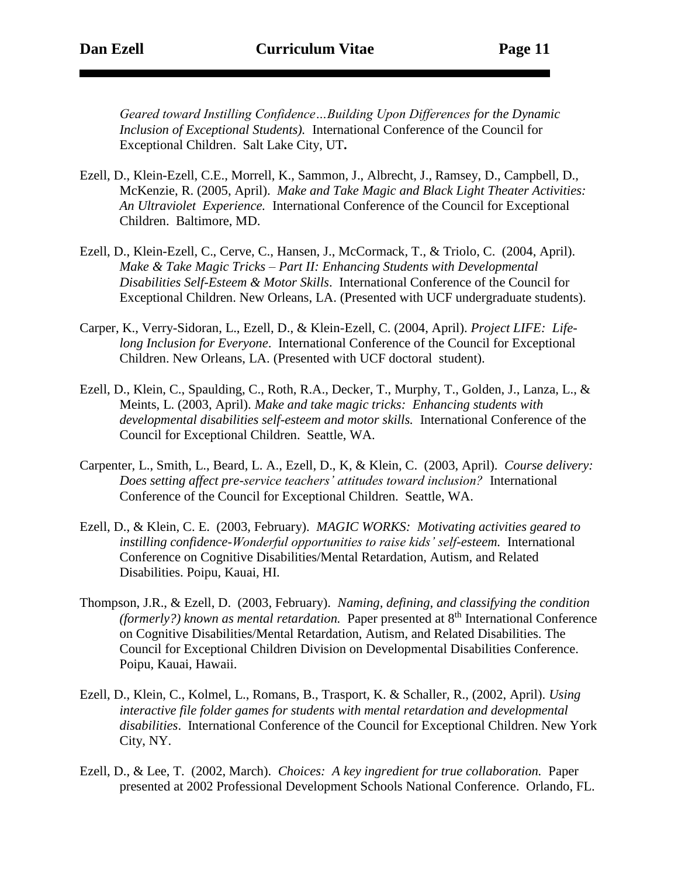*Geared toward Instilling Confidence…Building Upon Differences for the Dynamic Inclusion of Exceptional Students).* International Conference of the Council for Exceptional Children. Salt Lake City, UT**.**

Ezell, D., Klein-Ezell, C.E., Morrell, K., Sammon, J., Albrecht, J., Ramsey, D., Campbell, D., McKenzie, R. (2005, April). *Make and Take Magic and Black Light Theater Activities: An Ultraviolet Experience.* International Conference of the Council for Exceptional Children. Baltimore, MD.

Ezell, D., Klein-Ezell, C., Cerve, C., Hansen, J., McCormack, T., & Triolo, C. (2004, April). *Make & Take Magic Tricks – Part II: Enhancing Students with Developmental Disabilities Self-Esteem & Motor Skills*. International Conference of the Council for Exceptional Children. New Orleans, LA. (Presented with UCF undergraduate students).

Carper, K., Verry-Sidoran, L., Ezell, D., & Klein-Ezell, C. (2004, April). *Project LIFE: Life-long Inclusion for Everyone*. International Conference of the Council for Exceptional Children. New Orleans, LA. (Presented with UCF doctoral student).

Ezell, D., Klein, C., Spaulding, C., Roth, R.A., Decker, T., Murphy, T., Golden, J., Lanza, L., & Meints, L. (2003, April). *Make and take magic tricks: Enhancing students with developmental disabilities self-esteem and motor skills.* International Conference of the Council for Exceptional Children. Seattle, WA.

Carpenter, L., Smith, L., Beard, L. A., Ezell, D., K, & Klein, C. (2003, April). *Course delivery: Does setting affect pre-service teachers' attitudes toward inclusion?* International Conference of the Council for Exceptional Children. Seattle, WA.

Ezell, D., & Klein, C. E. (2003, February). *MAGIC WORKS: Motivating activities geared to instilling confidence-Wonderful opportunities to raise kids' self-esteem.* International Conference on Cognitive Disabilities/Mental Retardation, Autism, and Related Disabilities. Poipu, Kauai, HI.

Thompson, J.R., & Ezell, D. (2003, February). *Naming, defining, and classifying the condition (formerly?) known as mental retardation.* Paper presented at 8th International Conference on Cognitive Disabilities/Mental Retardation, Autism, and Related Disabilities. The Council for Exceptional Children Division on Developmental Disabilities Conference. Poipu, Kauai, Hawaii.

Ezell, D., Klein, C., Kolmel, L., Romans, B., Trasport, K. & Schaller, R., (2002, April). *Using interactive file folder games for students with mental retardation and developmental disabilities*. International Conference of the Council for Exceptional Children. New York City, NY.

Ezell, D., & Lee, T. (2002, March). *Choices: A key ingredient for true collaboration.* Paper presented at 2002 Professional Development Schools National Conference. Orlando, FL.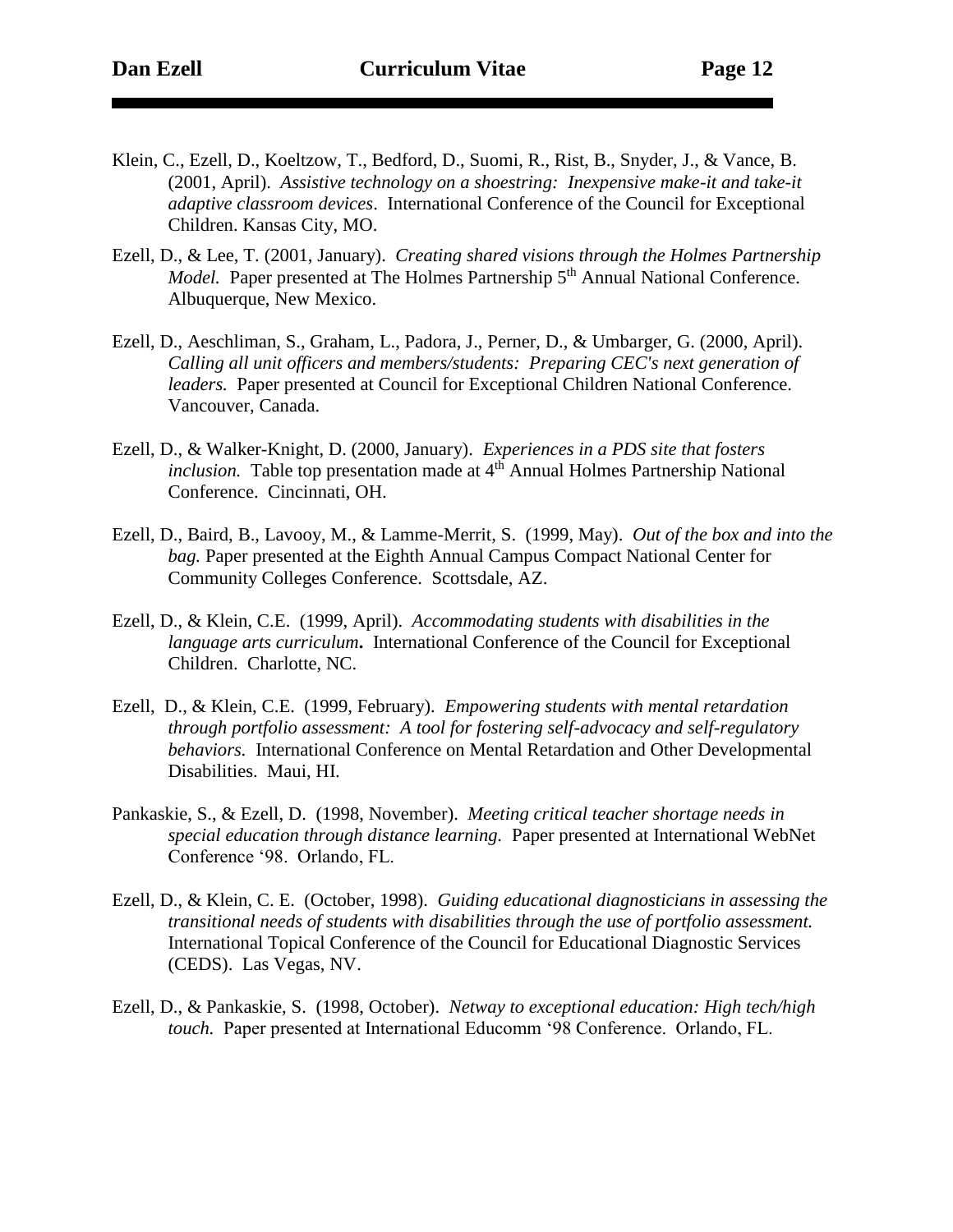Klein, C., Ezell, D., Koeltzow, T., Bedford, D., Suomi, R., Rist, B., Snyder, J., & Vance, B. (2001, April). *Assistive technology on a shoestring: Inexpensive make-it and take-it adaptive classroom devices*. International Conference of the Council for Exceptional Children. Kansas City, MO.

Ezell, D., & Lee, T. (2001, January). *Creating shared visions through the Holmes Partnership Model.* Paper presented at The Holmes Partnership 5th Annual National Conference. Albuquerque, New Mexico.

Ezell, D., Aeschliman, S., Graham, L., Padora, J., Perner, D., & Umbarger, G. (2000, April). *Calling all unit officers and members/students: Preparing CEC's next generation of leaders.* Paper presented at Council for Exceptional Children National Conference. Vancouver, Canada.

Ezell, D., & Walker-Knight, D. (2000, January). *Experiences in a PDS site that fosters inclusion.* Table top presentation made at 4th Annual Holmes Partnership National Conference. Cincinnati, OH.

Ezell, D., Baird, B., Lavooy, M., & Lamme-Merrit, S. (1999, May). *Out of the box and into the bag.* Paper presented at the Eighth Annual Campus Compact National Center for Community Colleges Conference. Scottsdale, AZ.

Ezell, D., & Klein, C.E. (1999, April). *Accommodating students with disabilities in the language arts curriculum***.** International Conference of the Council for Exceptional Children. Charlotte, NC.

Ezell, D., & Klein, C.E. (1999, February). *Empowering students with mental retardation through portfolio assessment: A tool for fostering self-advocacy and self-regulatory behaviors.* International Conference on Mental Retardation and Other Developmental Disabilities. Maui, HI.

Pankaskie, S., & Ezell, D. (1998, November). *Meeting critical teacher shortage needs in special education through distance learning.* Paper presented at International WebNet Conference '98. Orlando, FL.

Ezell, D., & Klein, C. E. (October, 1998). *Guiding educational diagnosticians in assessing the transitional needs of students with disabilities through the use of portfolio assessment.* International Topical Conference of the Council for Educational Diagnostic Services (CEDS). Las Vegas, NV.

Ezell, D., & Pankaskie, S. (1998, October). *Netway to exceptional education: High tech/high touch.* Paper presented at International Educomm '98 Conference. Orlando, FL.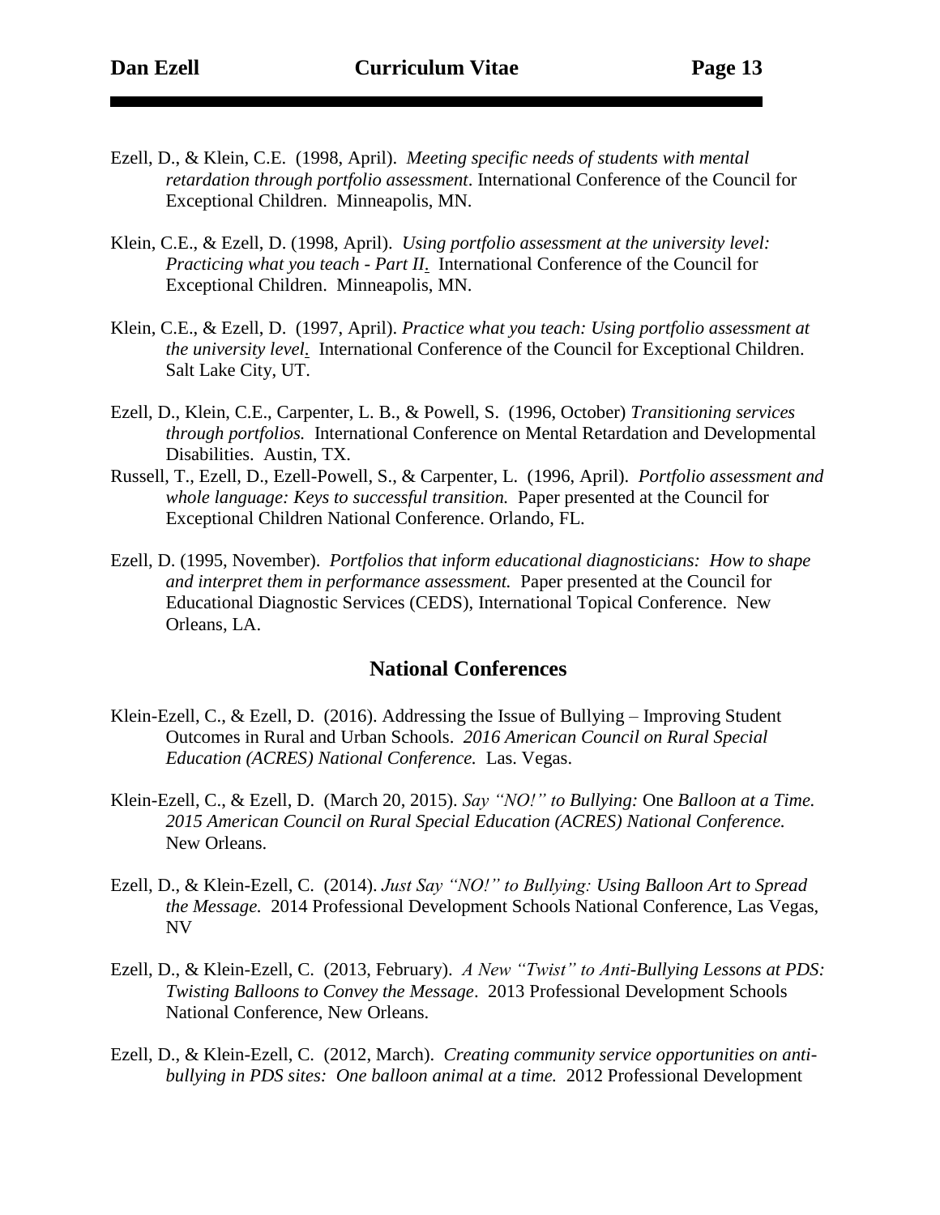Ezell, D., & Klein, C.E. (1998, April). *Meeting specific needs of students with mental retardation through portfolio assessment*. International Conference of the Council for Exceptional Children. Minneapolis, MN.

Klein, C.E., & Ezell, D. (1998, April). *Using portfolio assessment at the university level: Practicing what you teach - Part II.* International Conference of the Council for Exceptional Children. Minneapolis, MN.

Klein, C.E., & Ezell, D. (1997, April). *Practice what you teach: Using portfolio assessment at the university level.* International Conference of the Council for Exceptional Children. Salt Lake City, UT.

Ezell, D., Klein, C.E., Carpenter, L. B., & Powell, S. (1996, October) *Transitioning services through portfolios.* International Conference on Mental Retardation and Developmental Disabilities. Austin, TX.

Russell, T., Ezell, D., Ezell-Powell, S., & Carpenter, L. (1996, April). *Portfolio assessment and whole language: Keys to successful transition.* Paper presented at the Council for Exceptional Children National Conference. Orlando, FL.

Ezell, D. (1995, November). *Portfolios that inform educational diagnosticians: How to shape and interpret them in performance assessment.* Paper presented at the Council for Educational Diagnostic Services (CEDS), International Topical Conference. New Orleans, LA.

## National Conferences

Klein-Ezell, C., & Ezell, D. (2016). Addressing the Issue of Bullying – Improving Student Outcomes in Rural and Urban Schools. *2016 American Council on Rural Special Education (ACRES) National Conference.* Las. Vegas.

Klein-Ezell, C., & Ezell, D. (March 20, 2015). *Say "NO!" to Bullying:* One *Balloon at a Time. 2015 American Council on Rural Special Education (ACRES) National Conference.* New Orleans.

Ezell, D., & Klein-Ezell, C. (2014). *Just Say "NO!" to Bullying: Using Balloon Art to Spread the Message.* 2014 Professional Development Schools National Conference, Las Vegas, NV

Ezell, D., & Klein-Ezell, C. (2013, February). *A New "Twist" to Anti-Bullying Lessons at PDS: Twisting Balloons to Convey the Message*. 2013 Professional Development Schools National Conference, New Orleans.

Ezell, D., & Klein-Ezell, C. (2012, March). *Creating community service opportunities on anti-bullying in PDS sites: One balloon animal at a time.* 2012 Professional Development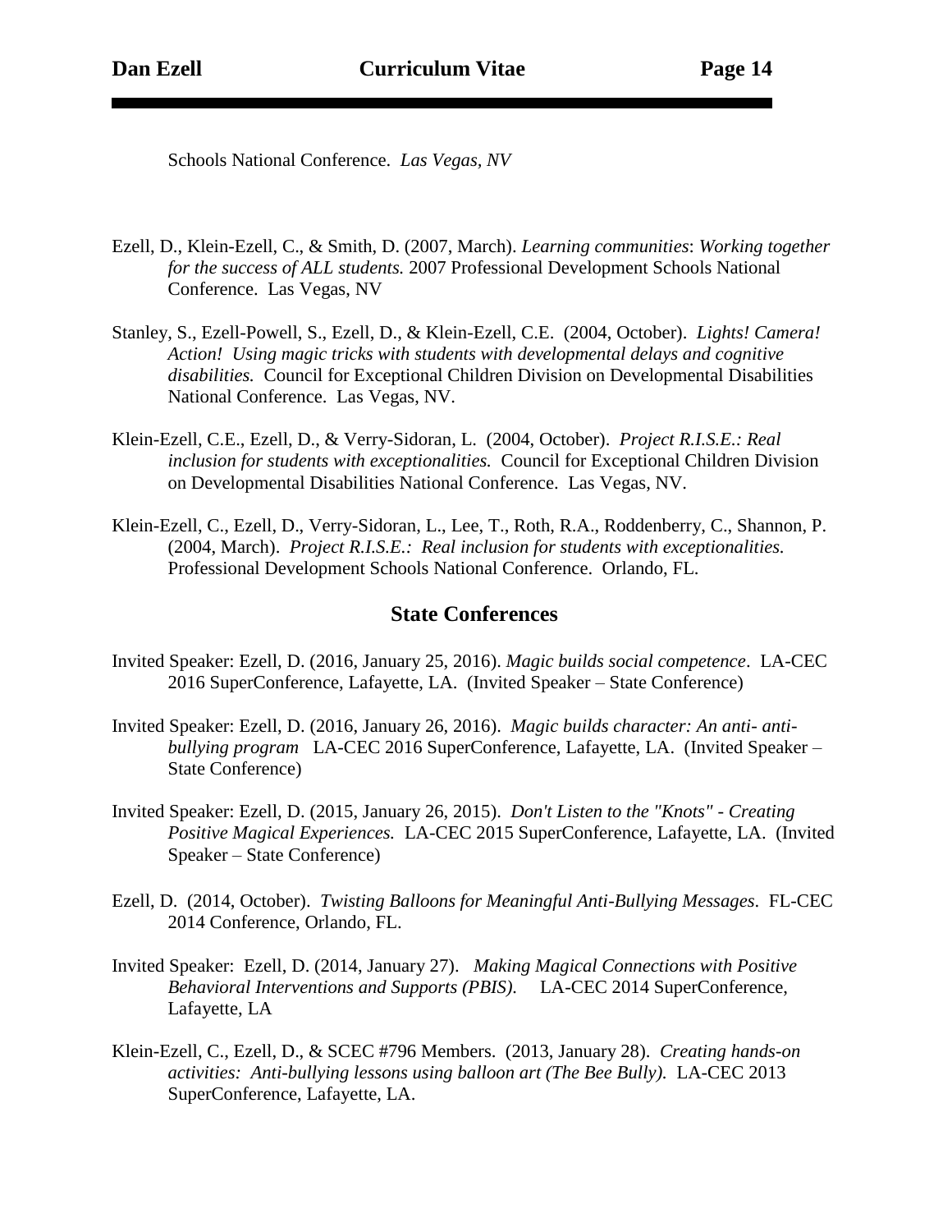Schools National Conference. *Las Vegas, NV*

Ezell, D., Klein-Ezell, C., & Smith, D. (2007, March). *Learning communities*: *Working together for the success of ALL students.* 2007 Professional Development Schools National Conference. Las Vegas, NV

Stanley, S., Ezell-Powell, S., Ezell, D., & Klein-Ezell, C.E. (2004, October). *Lights! Camera! Action! Using magic tricks with students with developmental delays and cognitive disabilities.* Council for Exceptional Children Division on Developmental Disabilities National Conference. Las Vegas, NV.

Klein-Ezell, C.E., Ezell, D., & Verry-Sidoran, L. (2004, October). *Project R.I.S.E.: Real inclusion for students with exceptionalities.* Council for Exceptional Children Division on Developmental Disabilities National Conference. Las Vegas, NV.

Klein-Ezell, C., Ezell, D., Verry-Sidoran, L., Lee, T., Roth, R.A., Roddenberry, C., Shannon, P. (2004, March). *Project R.I.S.E.: Real inclusion for students with exceptionalities.* Professional Development Schools National Conference. Orlando, FL.

## State Conferences

Invited Speaker: Ezell, D. (2016, January 25, 2016). *Magic builds social competence*. LA-CEC 2016 SuperConference, Lafayette, LA. (Invited Speaker – State Conference)

Invited Speaker: Ezell, D. (2016, January 26, 2016). *Magic builds character: An anti- anti-bullying program* LA-CEC 2016 SuperConference, Lafayette, LA. (Invited Speaker – State Conference)

Invited Speaker: Ezell, D. (2015, January 26, 2015). *Don't Listen to the "Knots" - Creating Positive Magical Experiences.* LA-CEC 2015 SuperConference, Lafayette, LA. (Invited Speaker – State Conference)

Ezell, D. (2014, October). *Twisting Balloons for Meaningful Anti-Bullying Messages*. FL-CEC 2014 Conference, Orlando, FL.

Invited Speaker: Ezell, D. (2014, January 27). *Making Magical Connections with Positive Behavioral Interventions and Supports (PBIS).* LA-CEC 2014 SuperConference, Lafayette, LA

Klein-Ezell, C., Ezell, D., & SCEC #796 Members. (2013, January 28). *Creating hands-on activities: Anti-bullying lessons using balloon art (The Bee Bully).* LA-CEC 2013 SuperConference, Lafayette, LA.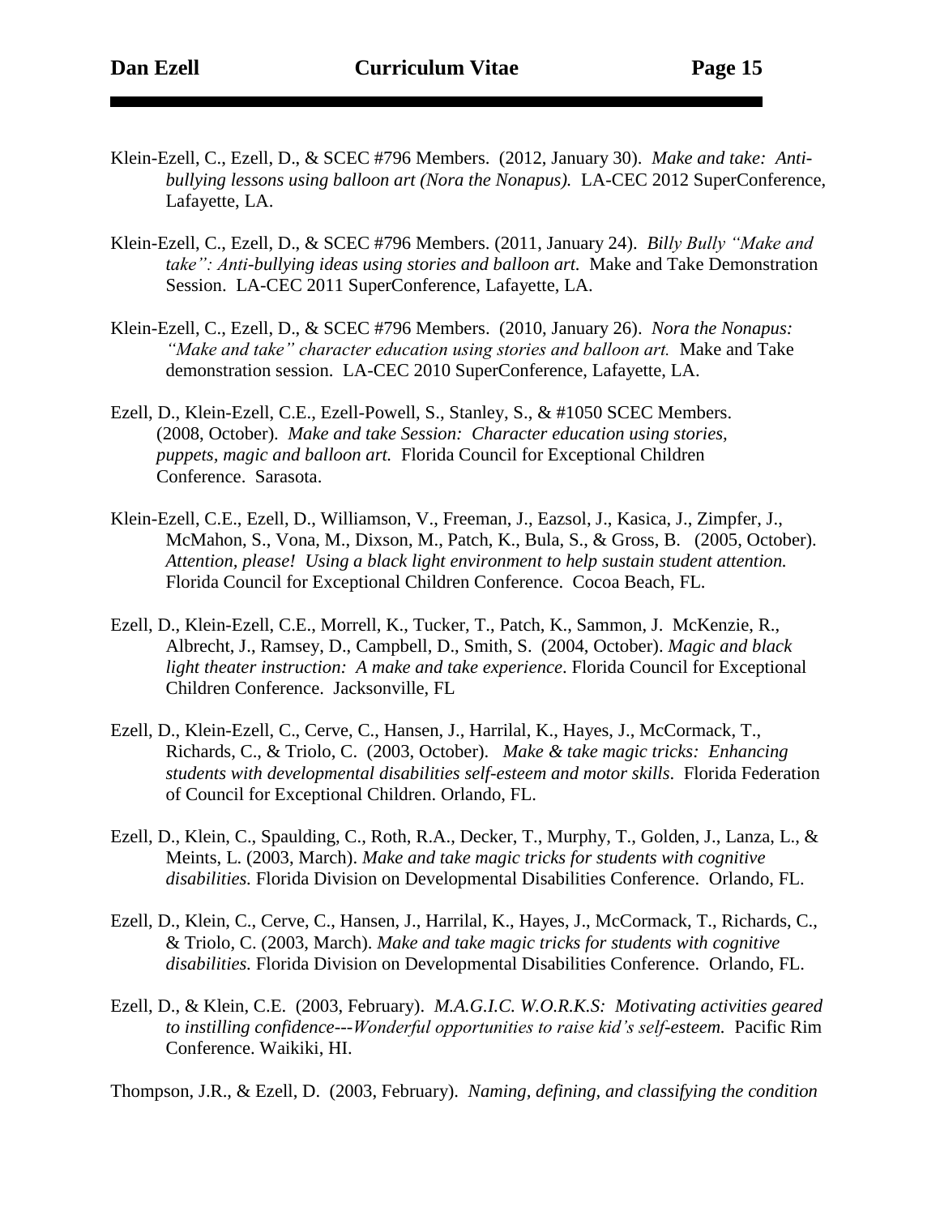Klein-Ezell, C., Ezell, D., & SCEC #796 Members. (2012, January 30). *Make and take: Anti-bullying lessons using balloon art (Nora the Nonapus).* LA-CEC 2012 SuperConference, Lafayette, LA.

Klein-Ezell, C., Ezell, D., & SCEC #796 Members. (2011, January 24). *Billy Bully "Make and take": Anti-bullying ideas using stories and balloon art.* Make and Take Demonstration Session. LA-CEC 2011 SuperConference, Lafayette, LA.

Klein-Ezell, C., Ezell, D., & SCEC #796 Members. (2010, January 26). *Nora the Nonapus: "Make and take" character education using stories and balloon art.* Make and Take demonstration session. LA-CEC 2010 SuperConference, Lafayette, LA.

Ezell, D., Klein-Ezell, C.E., Ezell-Powell, S., Stanley, S., & #1050 SCEC Members. (2008, October). *Make and take Session: Character education using stories, puppets, magic and balloon art.* Florida Council for Exceptional Children Conference. Sarasota.

Klein-Ezell, C.E., Ezell, D., Williamson, V., Freeman, J., Eazsol, J., Kasica, J., Zimpfer, J., McMahon, S., Vona, M., Dixson, M., Patch, K., Bula, S., & Gross, B. (2005, October). *Attention, please! Using a black light environment to help sustain student attention.* Florida Council for Exceptional Children Conference. Cocoa Beach, FL.

Ezell, D., Klein-Ezell, C.E., Morrell, K., Tucker, T., Patch, K., Sammon, J. McKenzie, R., Albrecht, J., Ramsey, D., Campbell, D., Smith, S. (2004, October). *Magic and black light theater instruction: A make and take experience*. Florida Council for Exceptional Children Conference. Jacksonville, FL

Ezell, D., Klein-Ezell, C., Cerve, C., Hansen, J., Harrilal, K., Hayes, J., McCormack, T., Richards, C., & Triolo, C. (2003, October). *Make & take magic tricks: Enhancing students with developmental disabilities self-esteem and motor skills*. Florida Federation of Council for Exceptional Children. Orlando, FL.

Ezell, D., Klein, C., Spaulding, C., Roth, R.A., Decker, T., Murphy, T., Golden, J., Lanza, L., & Meints, L. (2003, March). *Make and take magic tricks for students with cognitive disabilities.* Florida Division on Developmental Disabilities Conference. Orlando, FL.

Ezell, D., Klein, C., Cerve, C., Hansen, J., Harrilal, K., Hayes, J., McCormack, T., Richards, C., & Triolo, C. (2003, March). *Make and take magic tricks for students with cognitive disabilities.* Florida Division on Developmental Disabilities Conference. Orlando, FL.

Ezell, D., & Klein, C.E. (2003, February). *M.A.G.I.C. W.O.R.K.S: Motivating activities geared to instilling confidence---Wonderful opportunities to raise kid's self-esteem.* Pacific Rim Conference. Waikiki, HI.

Thompson, J.R., & Ezell, D. (2003, February). *Naming, defining, and classifying the condition*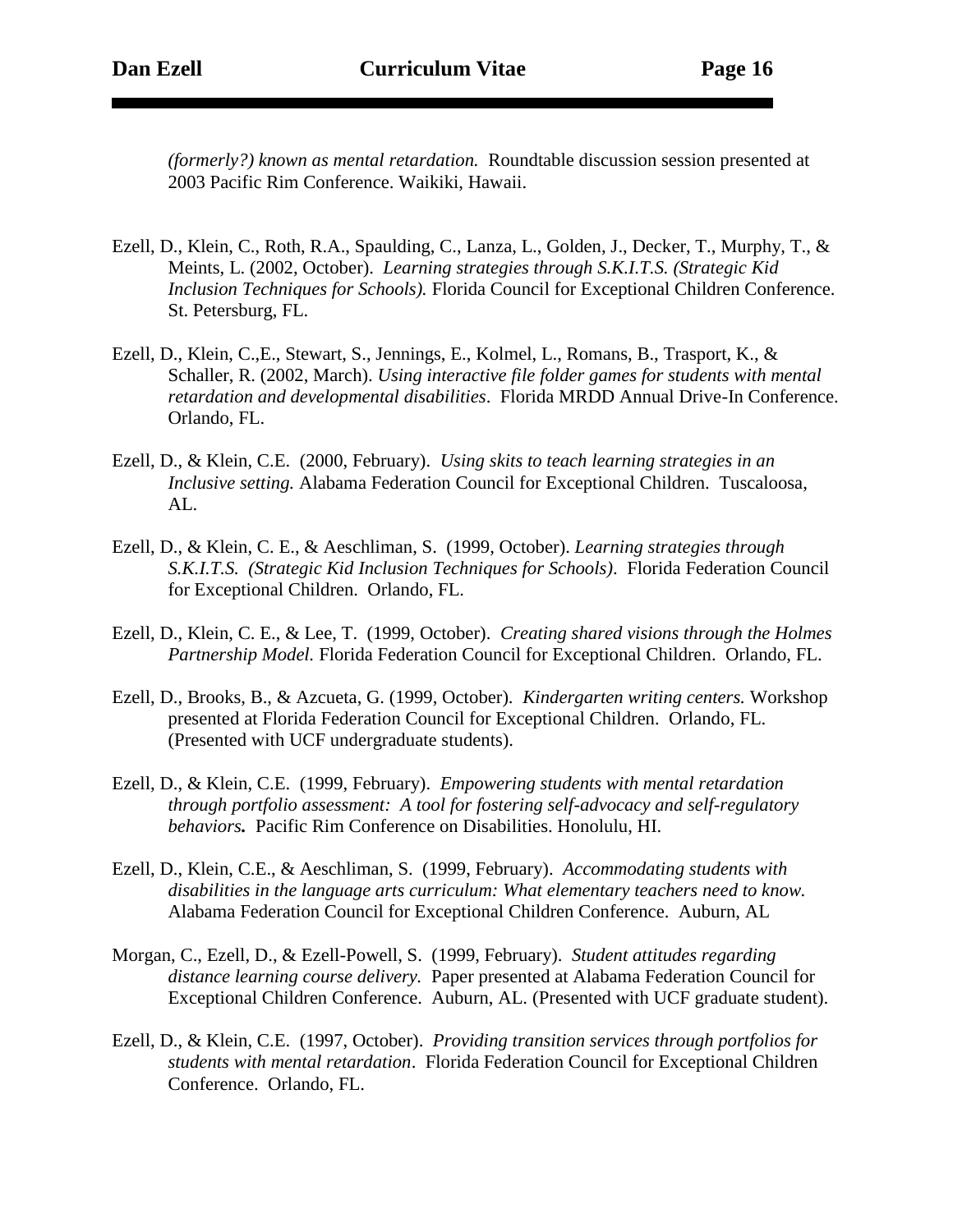*(formerly?) known as mental retardation.* Roundtable discussion session presented at 2003 Pacific Rim Conference. Waikiki, Hawaii.

Ezell, D., Klein, C., Roth, R.A., Spaulding, C., Lanza, L., Golden, J., Decker, T., Murphy, T., & Meints, L. (2002, October). *Learning strategies through S.K.I.T.S. (Strategic Kid Inclusion Techniques for Schools).* Florida Council for Exceptional Children Conference. St. Petersburg, FL.

Ezell, D., Klein, C.,E., Stewart, S., Jennings, E., Kolmel, L., Romans, B., Trasport, K., & Schaller, R. (2002, March). *Using interactive file folder games for students with mental retardation and developmental disabilities*. Florida MRDD Annual Drive-In Conference. Orlando, FL.

Ezell, D., & Klein, C.E. (2000, February). *Using skits to teach learning strategies in an Inclusive setting.* Alabama Federation Council for Exceptional Children. Tuscaloosa, AL.

Ezell, D., & Klein, C. E., & Aeschliman, S. (1999, October). *Learning strategies through S.K.I.T.S. (Strategic Kid Inclusion Techniques for Schools)*. Florida Federation Council for Exceptional Children. Orlando, FL.

Ezell, D., Klein, C. E., & Lee, T. (1999, October). *Creating shared visions through the Holmes Partnership Model.* Florida Federation Council for Exceptional Children. Orlando, FL.

Ezell, D., Brooks, B., & Azcueta, G. (1999, October). *Kindergarten writing centers.* Workshop presented at Florida Federation Council for Exceptional Children. Orlando, FL. (Presented with UCF undergraduate students).

Ezell, D., & Klein, C.E. (1999, February). *Empowering students with mental retardation through portfolio assessment: A tool for fostering self-advocacy and self-regulatory behaviors***.** Pacific Rim Conference on Disabilities. Honolulu, HI.

Ezell, D., Klein, C.E., & Aeschliman, S. (1999, February). *Accommodating students with disabilities in the language arts curriculum: What elementary teachers need to know.* Alabama Federation Council for Exceptional Children Conference. Auburn, AL

Morgan, C., Ezell, D., & Ezell-Powell, S. (1999, February). *Student attitudes regarding distance learning course delivery.* Paper presented at Alabama Federation Council for Exceptional Children Conference. Auburn, AL. (Presented with UCF graduate student).

Ezell, D., & Klein, C.E. (1997, October). *Providing transition services through portfolios for students with mental retardation*. Florida Federation Council for Exceptional Children Conference. Orlando, FL.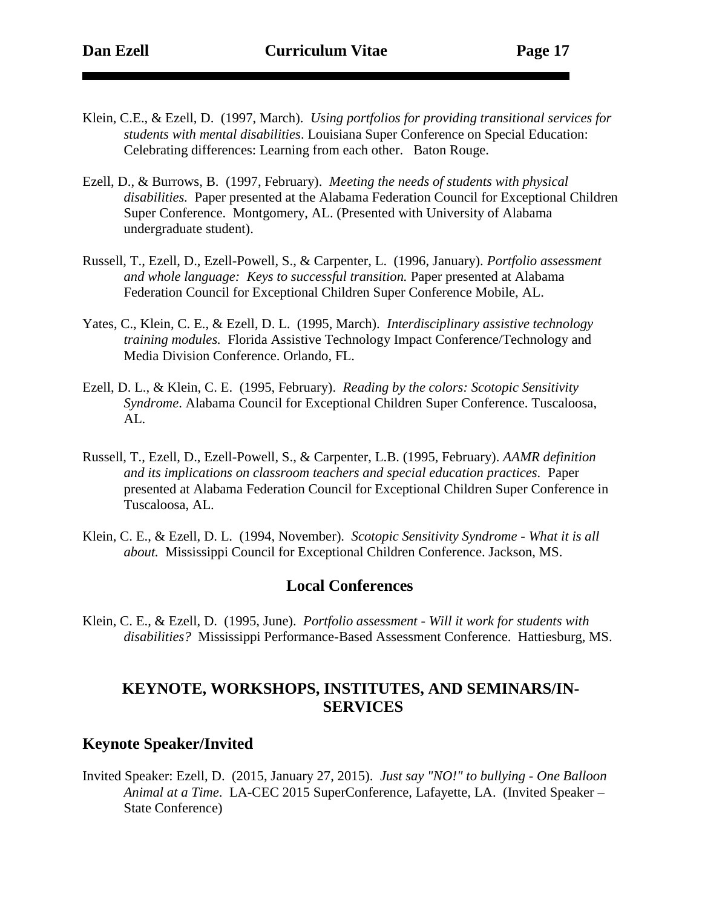Klein, C.E., & Ezell, D. (1997, March). *Using portfolios for providing transitional services for students with mental disabilities*. Louisiana Super Conference on Special Education: Celebrating differences: Learning from each other. Baton Rouge.

Ezell, D., & Burrows, B. (1997, February). *Meeting the needs of students with physical disabilities.* Paper presented at the Alabama Federation Council for Exceptional Children Super Conference. Montgomery, AL. (Presented with University of Alabama undergraduate student).

Russell, T., Ezell, D., Ezell-Powell, S., & Carpenter, L. (1996, January). *Portfolio assessment and whole language: Keys to successful transition.* Paper presented at Alabama Federation Council for Exceptional Children Super Conference Mobile, AL.

Yates, C., Klein, C. E., & Ezell, D. L. (1995, March). *Interdisciplinary assistive technology training modules.* Florida Assistive Technology Impact Conference/Technology and Media Division Conference. Orlando, FL.

Ezell, D. L., & Klein, C. E. (1995, February). *Reading by the colors: Scotopic Sensitivity Syndrome*. Alabama Council for Exceptional Children Super Conference. Tuscaloosa, AL.

Russell, T., Ezell, D., Ezell-Powell, S., & Carpenter, L.B. (1995, February). *AAMR definition and its implications on classroom teachers and special education practices.* Paper presented at Alabama Federation Council for Exceptional Children Super Conference in Tuscaloosa, AL.

Klein, C. E., & Ezell, D. L. (1994, November). *Scotopic Sensitivity Syndrome - What it is all about.* Mississippi Council for Exceptional Children Conference. Jackson, MS.

## Local Conferences

Klein, C. E., & Ezell, D. (1995, June). *Portfolio assessment - Will it work for students with disabilities?* Mississippi Performance-Based Assessment Conference. Hattiesburg, MS.

## KEYNOTE, WORKSHOPS, INSTITUTES, AND SEMINARS/IN-SERVICES

### Keynote Speaker/Invited

Invited Speaker: Ezell, D. (2015, January 27, 2015). *Just say "NO!" to bullying - One Balloon Animal at a Time*. LA-CEC 2015 SuperConference, Lafayette, LA. (Invited Speaker – State Conference)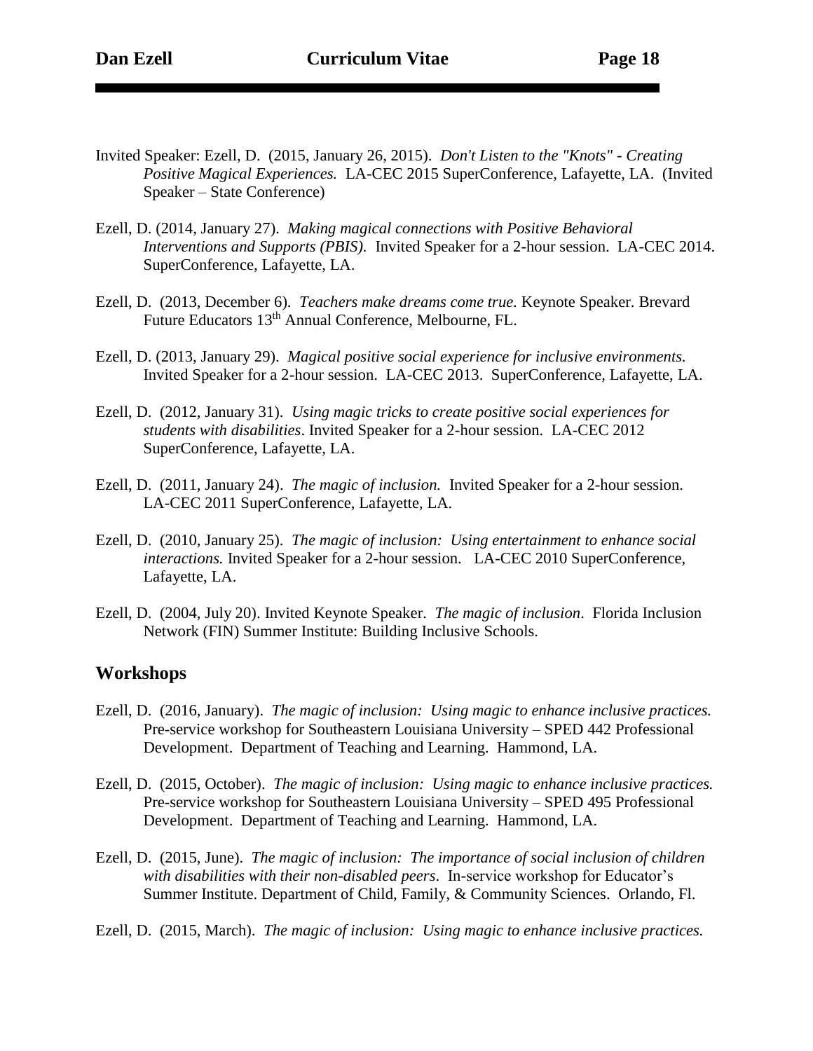Invited Speaker: Ezell, D. (2015, January 26, 2015). *Don't Listen to the "Knots" - Creating Positive Magical Experiences.* LA-CEC 2015 SuperConference, Lafayette, LA. (Invited Speaker – State Conference)

Ezell, D. (2014, January 27). *Making magical connections with Positive Behavioral Interventions and Supports (PBIS).* Invited Speaker for a 2-hour session. LA-CEC 2014. SuperConference, Lafayette, LA.

Ezell, D. (2013, December 6). *Teachers make dreams come true.* Keynote Speaker. Brevard Future Educators 13th Annual Conference, Melbourne, FL.

Ezell, D. (2013, January 29). *Magical positive social experience for inclusive environments.* Invited Speaker for a 2-hour session. LA-CEC 2013. SuperConference, Lafayette, LA.

Ezell, D. (2012, January 31). *Using magic tricks to create positive social experiences for students with disabilities*. Invited Speaker for a 2-hour session. LA-CEC 2012 SuperConference, Lafayette, LA.

Ezell, D. (2011, January 24). *The magic of inclusion.* Invited Speaker for a 2-hour session. LA-CEC 2011 SuperConference, Lafayette, LA.

Ezell, D. (2010, January 25). *The magic of inclusion: Using entertainment to enhance social interactions.* Invited Speaker for a 2-hour session. LA-CEC 2010 SuperConference, Lafayette, LA.

Ezell, D. (2004, July 20). Invited Keynote Speaker. *The magic of inclusion*. Florida Inclusion Network (FIN) Summer Institute: Building Inclusive Schools.

## Workshops

Ezell, D. (2016, January). *The magic of inclusion: Using magic to enhance inclusive practices.* Pre-service workshop for Southeastern Louisiana University – SPED 442 Professional Development. Department of Teaching and Learning. Hammond, LA.

Ezell, D. (2015, October). *The magic of inclusion: Using magic to enhance inclusive practices.* Pre-service workshop for Southeastern Louisiana University – SPED 495 Professional Development. Department of Teaching and Learning. Hammond, LA.

Ezell, D. (2015, June). *The magic of inclusion: The importance of social inclusion of children with disabilities with their non-disabled peers*. In-service workshop for Educator's Summer Institute. Department of Child, Family, & Community Sciences. Orlando, Fl.

Ezell, D. (2015, March). *The magic of inclusion: Using magic to enhance inclusive practices.*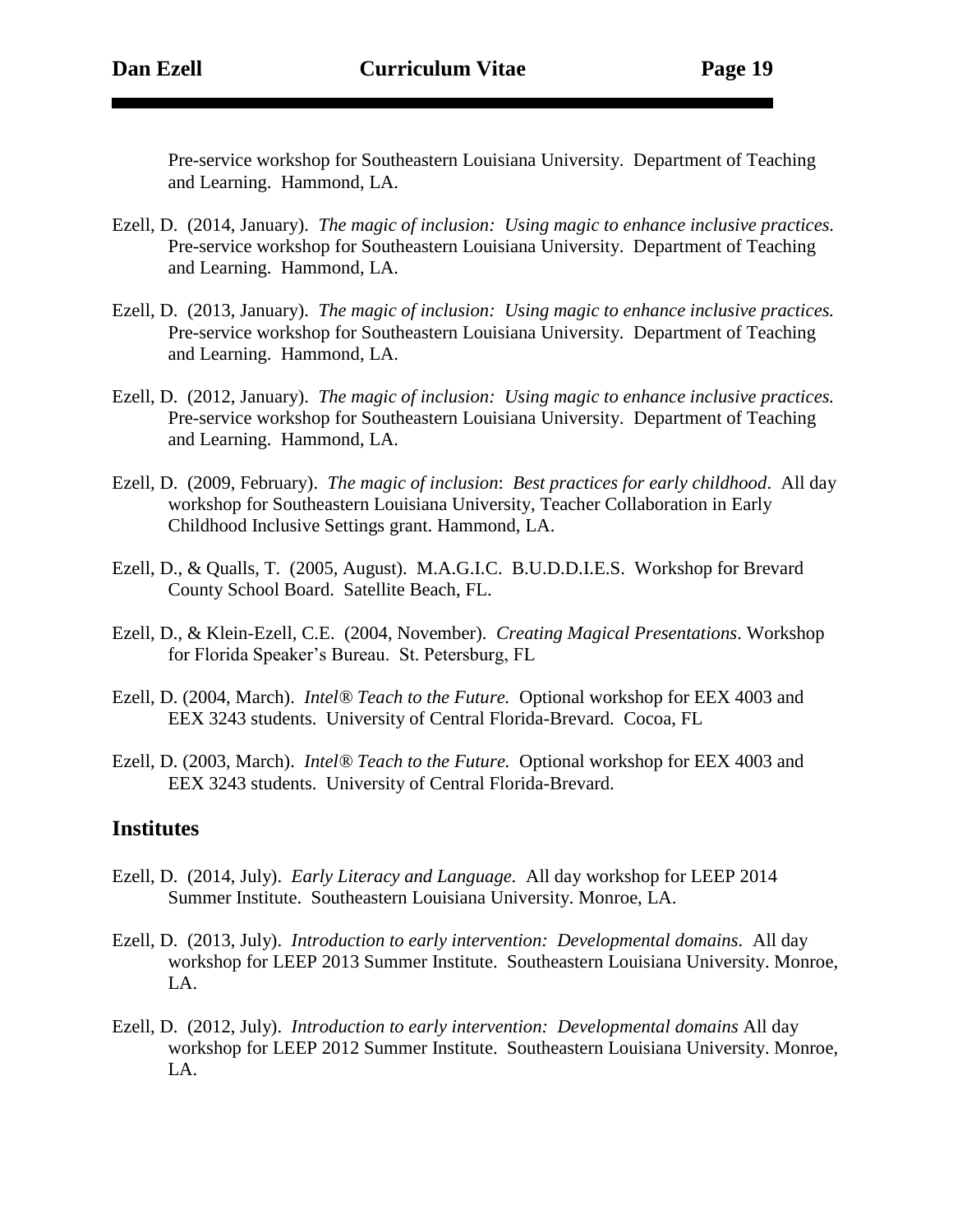Pre-service workshop for Southeastern Louisiana University. Department of Teaching and Learning. Hammond, LA.

Ezell, D. (2014, January). *The magic of inclusion: Using magic to enhance inclusive practices.* Pre-service workshop for Southeastern Louisiana University. Department of Teaching and Learning. Hammond, LA.

Ezell, D. (2013, January). *The magic of inclusion: Using magic to enhance inclusive practices.* Pre-service workshop for Southeastern Louisiana University. Department of Teaching and Learning. Hammond, LA.

Ezell, D. (2012, January). *The magic of inclusion: Using magic to enhance inclusive practices.* Pre-service workshop for Southeastern Louisiana University. Department of Teaching and Learning. Hammond, LA.

Ezell, D. (2009, February). *The magic of inclusion*: *Best practices for early childhood*. All day workshop for Southeastern Louisiana University, Teacher Collaboration in Early Childhood Inclusive Settings grant. Hammond, LA.

Ezell, D., & Qualls, T. (2005, August). M.A.G.I.C. B.U.D.D.I.E.S. Workshop for Brevard County School Board. Satellite Beach, FL.

Ezell, D., & Klein-Ezell, C.E. (2004, November). *Creating Magical Presentations*. Workshop for Florida Speaker's Bureau. St. Petersburg, FL

Ezell, D. (2004, March). *Intel® Teach to the Future.* Optional workshop for EEX 4003 and EEX 3243 students. University of Central Florida-Brevard. Cocoa, FL

Ezell, D. (2003, March). *Intel® Teach to the Future.* Optional workshop for EEX 4003 and EEX 3243 students. University of Central Florida-Brevard.

## Institutes

Ezell, D. (2014, July). *Early Literacy and Language.* All day workshop for LEEP 2014 Summer Institute. Southeastern Louisiana University. Monroe, LA.

Ezell, D. (2013, July). *Introduction to early intervention: Developmental domains*. All day workshop for LEEP 2013 Summer Institute. Southeastern Louisiana University. Monroe, LA.

Ezell, D. (2012, July). *Introduction to early intervention: Developmental domains* All day workshop for LEEP 2012 Summer Institute. Southeastern Louisiana University. Monroe, LA.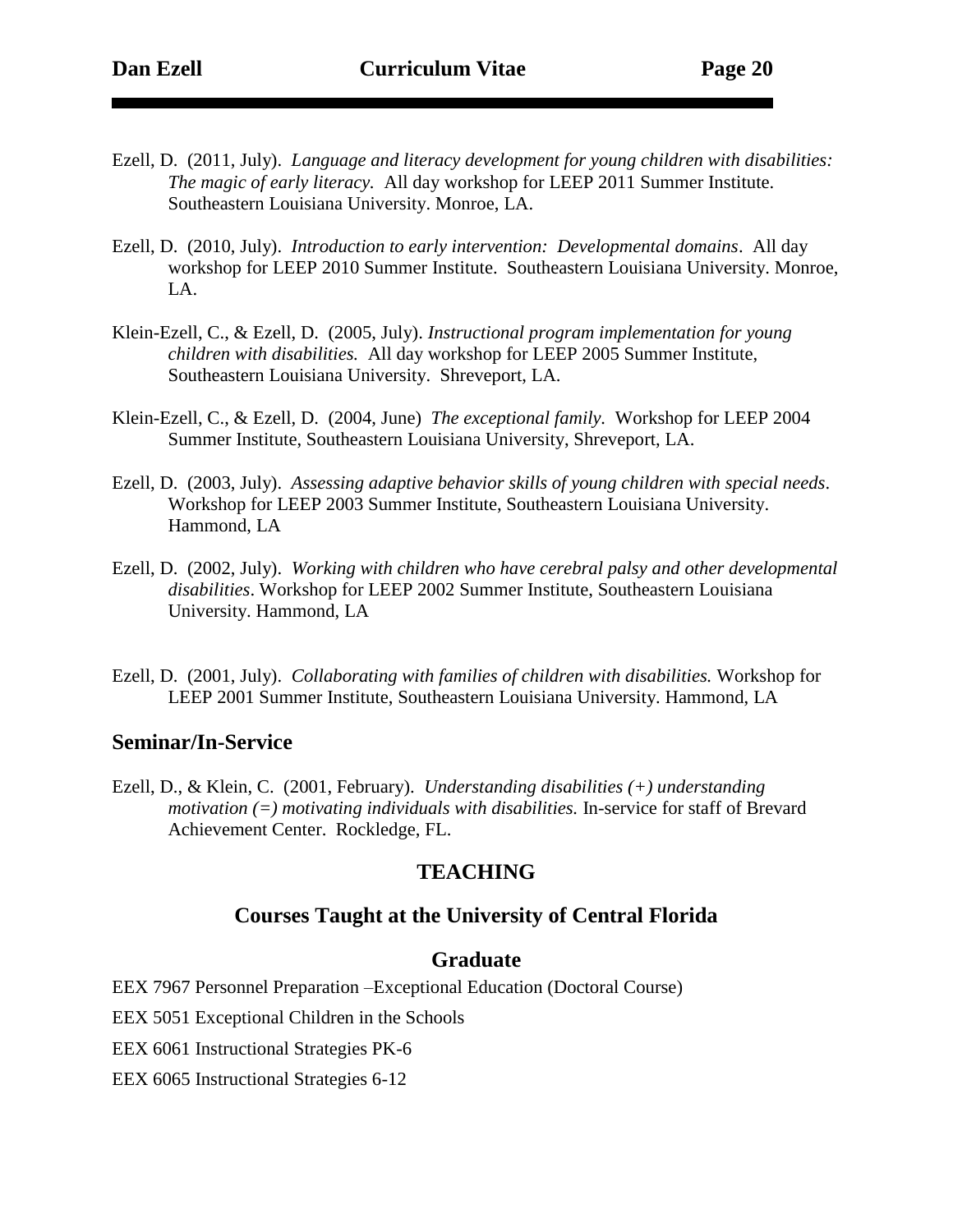Ezell, D. (2011, July). *Language and literacy development for young children with disabilities: The magic of early literacy.* All day workshop for LEEP 2011 Summer Institute. Southeastern Louisiana University. Monroe, LA.

Ezell, D. (2010, July). *Introduction to early intervention: Developmental domains*. All day workshop for LEEP 2010 Summer Institute. Southeastern Louisiana University. Monroe, LA.

Klein-Ezell, C., & Ezell, D. (2005, July). *Instructional program implementation for young children with disabilities.* All day workshop for LEEP 2005 Summer Institute, Southeastern Louisiana University. Shreveport, LA.

Klein-Ezell, C., & Ezell, D. (2004, June) *The exceptional family.* Workshop for LEEP 2004 Summer Institute, Southeastern Louisiana University, Shreveport, LA.

Ezell, D. (2003, July). *Assessing adaptive behavior skills of young children with special needs*. Workshop for LEEP 2003 Summer Institute, Southeastern Louisiana University. Hammond, LA

Ezell, D. (2002, July). *Working with children who have cerebral palsy and other developmental disabilities*. Workshop for LEEP 2002 Summer Institute, Southeastern Louisiana University. Hammond, LA

Ezell, D. (2001, July). *Collaborating with families of children with disabilities.* Workshop for LEEP 2001 Summer Institute, Southeastern Louisiana University. Hammond, LA

## Seminar/In-Service

Ezell, D., & Klein, C. (2001, February). *Understanding disabilities (+) understanding motivation (=) motivating individuals with disabilities.* In-service for staff of Brevard Achievement Center. Rockledge, FL.

# TEACHING

## Courses Taught at the University of Central Florida

### Graduate

EEX 7967 Personnel Preparation –Exceptional Education (Doctoral Course)

EEX 5051 Exceptional Children in the Schools

EEX 6061 Instructional Strategies PK-6

EEX 6065 Instructional Strategies 6-12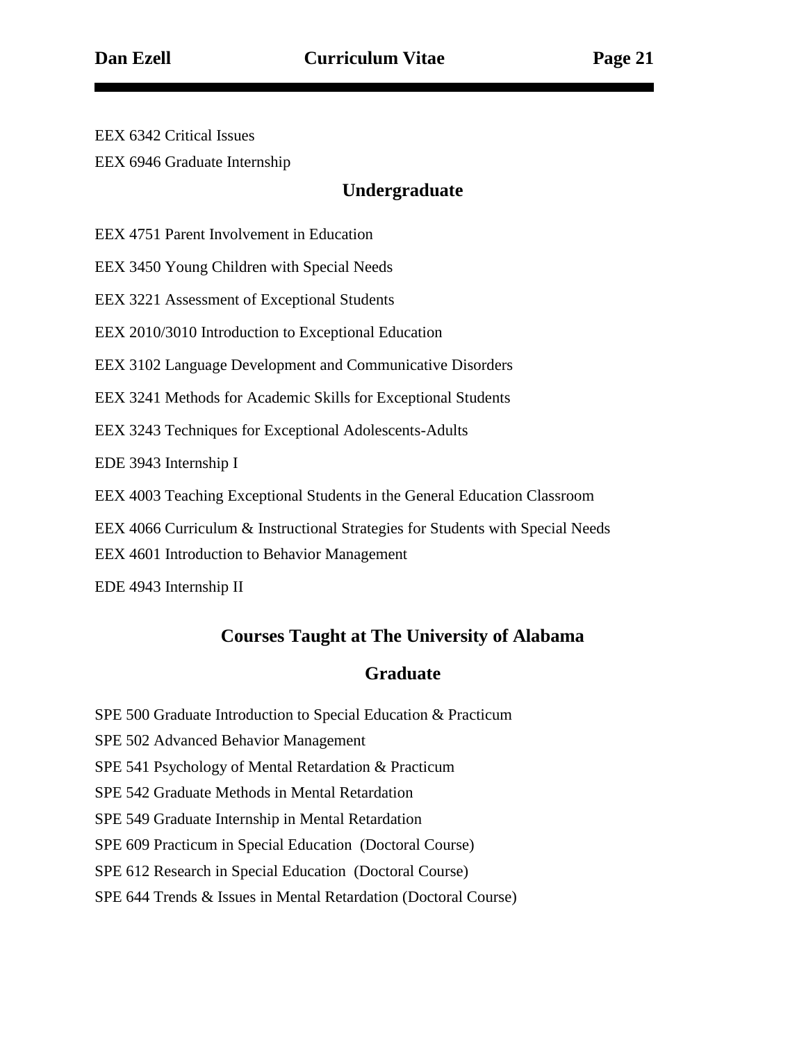EEX 6342 Critical Issues

EEX 6946 Graduate Internship

## Undergraduate

EEX 4751 Parent Involvement in Education

EEX 3450 Young Children with Special Needs

EEX 3221 Assessment of Exceptional Students

EEX 2010/3010 Introduction to Exceptional Education

EEX 3102 Language Development and Communicative Disorders

EEX 3241 Methods for Academic Skills for Exceptional Students

EEX 3243 Techniques for Exceptional Adolescents-Adults

EDE 3943 Internship I

EEX 4003 Teaching Exceptional Students in the General Education Classroom

EEX 4066 Curriculum & Instructional Strategies for Students with Special Needs

EEX 4601 Introduction to Behavior Management

EDE 4943 Internship II

## Courses Taught at The University of Alabama

## Graduate

SPE 500 Graduate Introduction to Special Education & Practicum

SPE 502 Advanced Behavior Management

SPE 541 Psychology of Mental Retardation & Practicum

SPE 542 Graduate Methods in Mental Retardation

SPE 549 Graduate Internship in Mental Retardation

SPE 609 Practicum in Special Education (Doctoral Course)

SPE 612 Research in Special Education (Doctoral Course)

SPE 644 Trends & Issues in Mental Retardation (Doctoral Course)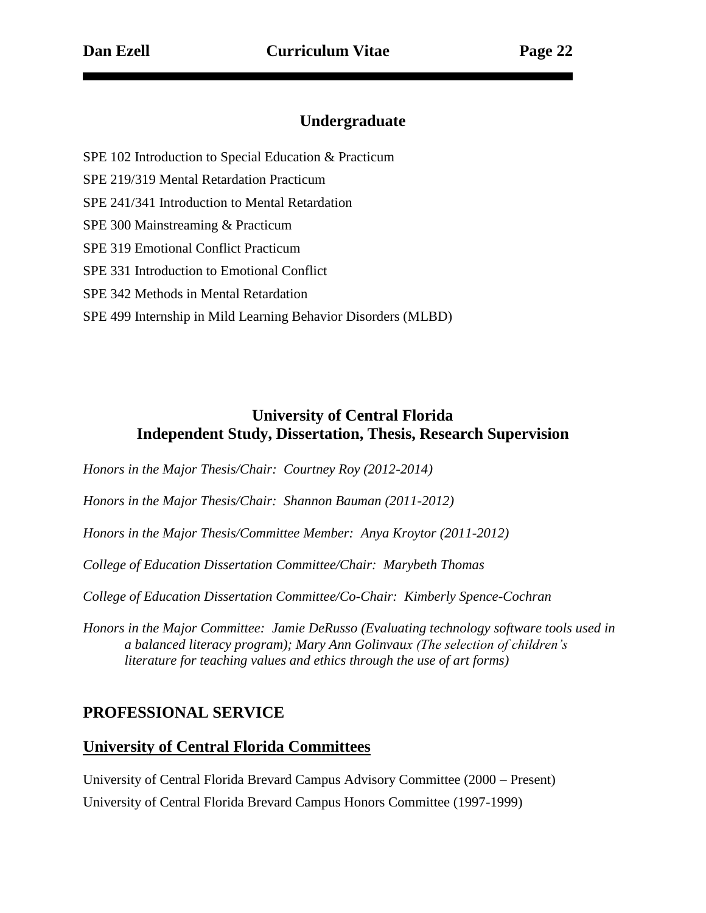### Undergraduate

SPE 102 Introduction to Special Education & Practicum

SPE 219/319 Mental Retardation Practicum

SPE 241/341 Introduction to Mental Retardation

SPE 300 Mainstreaming & Practicum

SPE 319 Emotional Conflict Practicum

SPE 331 Introduction to Emotional Conflict

SPE 342 Methods in Mental Retardation

SPE 499 Internship in Mild Learning Behavior Disorders (MLBD)

### University of Central Florida
### Independent Study, Dissertation, Thesis, Research Supervision

*Honors in the Major Thesis/Chair: Courtney Roy (2012-2014)*

*Honors in the Major Thesis/Chair: Shannon Bauman (2011-2012)*

*Honors in the Major Thesis/Committee Member: Anya Kroytor (2011-2012)*

*College of Education Dissertation Committee/Chair: Marybeth Thomas*

*College of Education Dissertation Committee/Co-Chair: Kimberly Spence-Cochran*

*Honors in the Major Committee: Jamie DeRusso (Evaluating technology software tools used in a balanced literacy program); Mary Ann Golinvaux (The selection of children's literature for teaching values and ethics through the use of art forms)*

## PROFESSIONAL SERVICE

## University of Central Florida Committees

University of Central Florida Brevard Campus Advisory Committee (2000 – Present)

University of Central Florida Brevard Campus Honors Committee (1997-1999)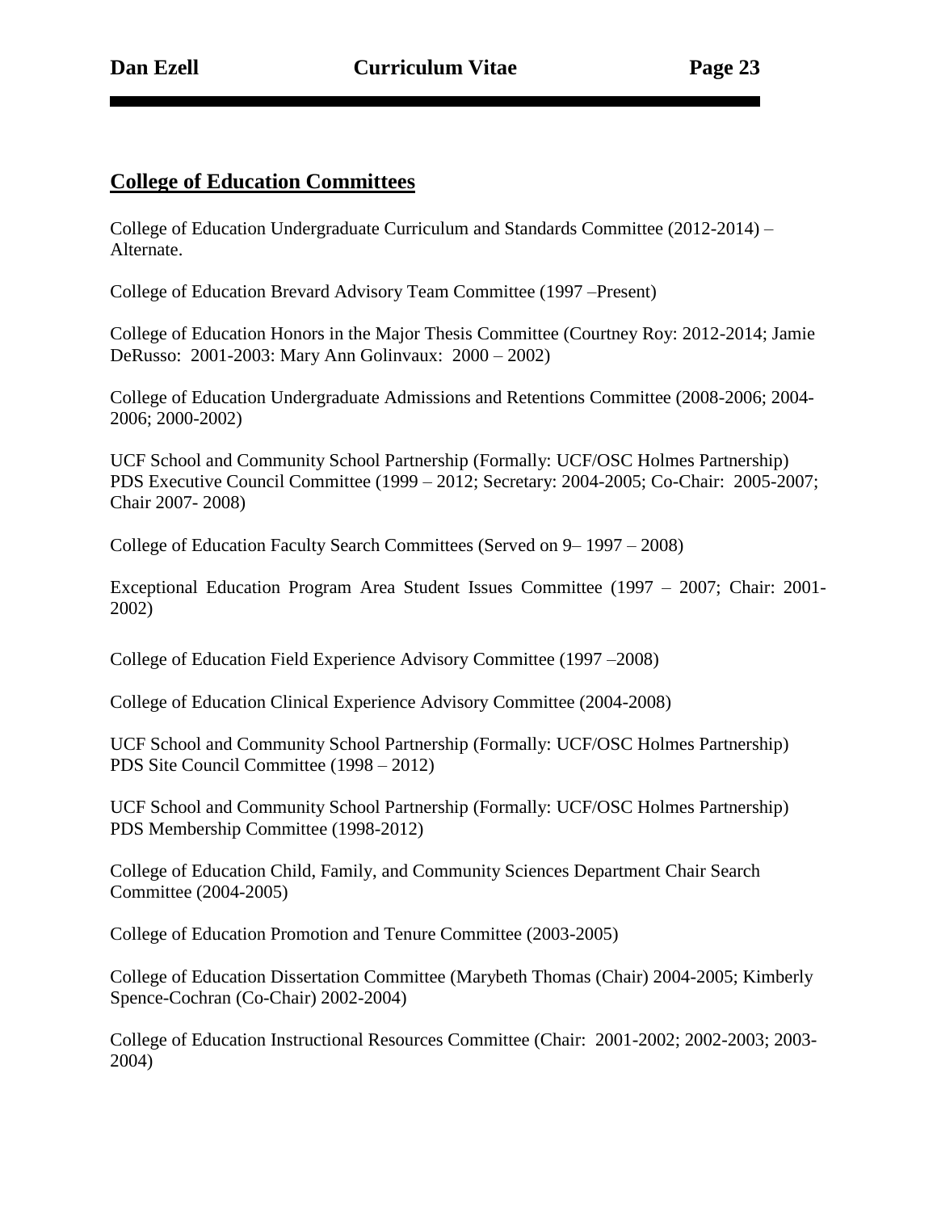## College of Education Committees

College of Education Undergraduate Curriculum and Standards Committee (2012-2014) – Alternate.

College of Education Brevard Advisory Team Committee (1997 –Present)

College of Education Honors in the Major Thesis Committee (Courtney Roy: 2012-2014; Jamie DeRusso: 2001-2003: Mary Ann Golinvaux: 2000 – 2002)

College of Education Undergraduate Admissions and Retentions Committee (2008-2006; 2004-2006; 2000-2002)

UCF School and Community School Partnership (Formally: UCF/OSC Holmes Partnership) PDS Executive Council Committee (1999 – 2012; Secretary: 2004-2005; Co-Chair: 2005-2007; Chair 2007- 2008)

College of Education Faculty Search Committees (Served on 9– 1997 – 2008)

Exceptional Education Program Area Student Issues Committee (1997 – 2007; Chair: 2001-2002)

College of Education Field Experience Advisory Committee (1997 –2008)

College of Education Clinical Experience Advisory Committee (2004-2008)

UCF School and Community School Partnership (Formally: UCF/OSC Holmes Partnership) PDS Site Council Committee (1998 – 2012)

UCF School and Community School Partnership (Formally: UCF/OSC Holmes Partnership) PDS Membership Committee (1998-2012)

College of Education Child, Family, and Community Sciences Department Chair Search Committee (2004-2005)

College of Education Promotion and Tenure Committee (2003-2005)

College of Education Dissertation Committee (Marybeth Thomas (Chair) 2004-2005; Kimberly Spence-Cochran (Co-Chair) 2002-2004)

College of Education Instructional Resources Committee (Chair: 2001-2002; 2002-2003; 2003-2004)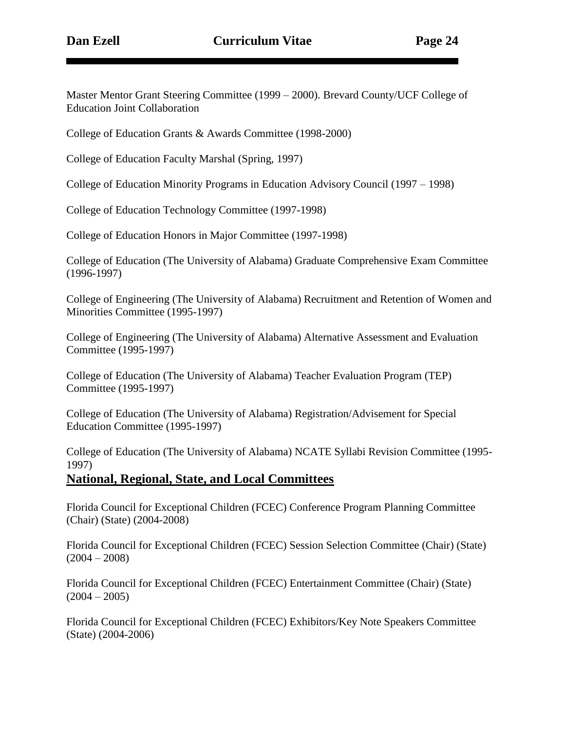Master Mentor Grant Steering Committee (1999 – 2000). Brevard County/UCF College of Education Joint Collaboration

College of Education Grants & Awards Committee (1998-2000)

College of Education Faculty Marshal (Spring, 1997)

College of Education Minority Programs in Education Advisory Council (1997 – 1998)

College of Education Technology Committee (1997-1998)

College of Education Honors in Major Committee (1997-1998)

College of Education (The University of Alabama) Graduate Comprehensive Exam Committee (1996-1997)

College of Engineering (The University of Alabama) Recruitment and Retention of Women and Minorities Committee (1995-1997)

College of Engineering (The University of Alabama) Alternative Assessment and Evaluation Committee (1995-1997)

College of Education (The University of Alabama) Teacher Evaluation Program (TEP) Committee (1995-1997)

College of Education (The University of Alabama) Registration/Advisement for Special Education Committee (1995-1997)

College of Education (The University of Alabama) NCATE Syllabi Revision Committee (1995-1997)

## National, Regional, State, and Local Committees

Florida Council for Exceptional Children (FCEC) Conference Program Planning Committee (Chair) (State) (2004-2008)

Florida Council for Exceptional Children (FCEC) Session Selection Committee (Chair) (State) (2004 – 2008)

Florida Council for Exceptional Children (FCEC) Entertainment Committee (Chair) (State) (2004 – 2005)

Florida Council for Exceptional Children (FCEC) Exhibitors/Key Note Speakers Committee (State) (2004-2006)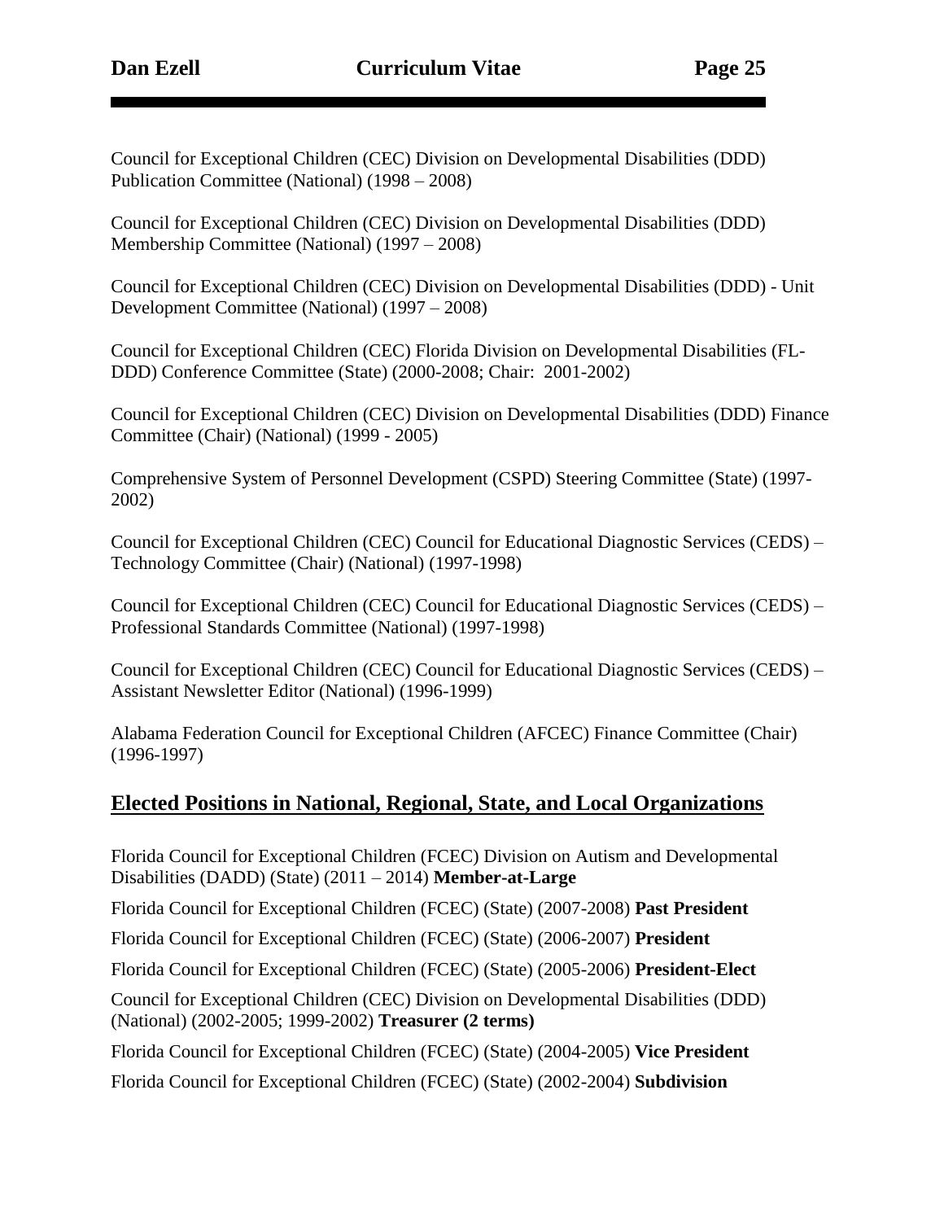Council for Exceptional Children (CEC) Division on Developmental Disabilities (DDD) Publication Committee (National) (1998 – 2008)

Council for Exceptional Children (CEC) Division on Developmental Disabilities (DDD) Membership Committee (National) (1997 – 2008)

Council for Exceptional Children (CEC) Division on Developmental Disabilities (DDD) - Unit Development Committee (National) (1997 – 2008)

Council for Exceptional Children (CEC) Florida Division on Developmental Disabilities (FL-DDD) Conference Committee (State) (2000-2008; Chair: 2001-2002)

Council for Exceptional Children (CEC) Division on Developmental Disabilities (DDD) Finance Committee (Chair) (National) (1999 - 2005)

Comprehensive System of Personnel Development (CSPD) Steering Committee (State) (1997-2002)

Council for Exceptional Children (CEC) Council for Educational Diagnostic Services (CEDS) – Technology Committee (Chair) (National) (1997-1998)

Council for Exceptional Children (CEC) Council for Educational Diagnostic Services (CEDS) – Professional Standards Committee (National) (1997-1998)

Council for Exceptional Children (CEC) Council for Educational Diagnostic Services (CEDS) – Assistant Newsletter Editor (National) (1996-1999)

Alabama Federation Council for Exceptional Children (AFCEC) Finance Committee (Chair) (1996-1997)

## Elected Positions in National, Regional, State, and Local Organizations

Florida Council for Exceptional Children (FCEC) Division on Autism and Developmental Disabilities (DADD) (State) (2011 – 2014) **Member-at-Large**

Florida Council for Exceptional Children (FCEC) (State) (2007-2008) **Past President**

Florida Council for Exceptional Children (FCEC) (State) (2006-2007) **President**

Florida Council for Exceptional Children (FCEC) (State) (2005-2006) **President-Elect**

Council for Exceptional Children (CEC) Division on Developmental Disabilities (DDD) (National) (2002-2005; 1999-2002) **Treasurer (2 terms)**

Florida Council for Exceptional Children (FCEC) (State) (2004-2005) **Vice President**

Florida Council for Exceptional Children (FCEC) (State) (2002-2004) **Subdivision**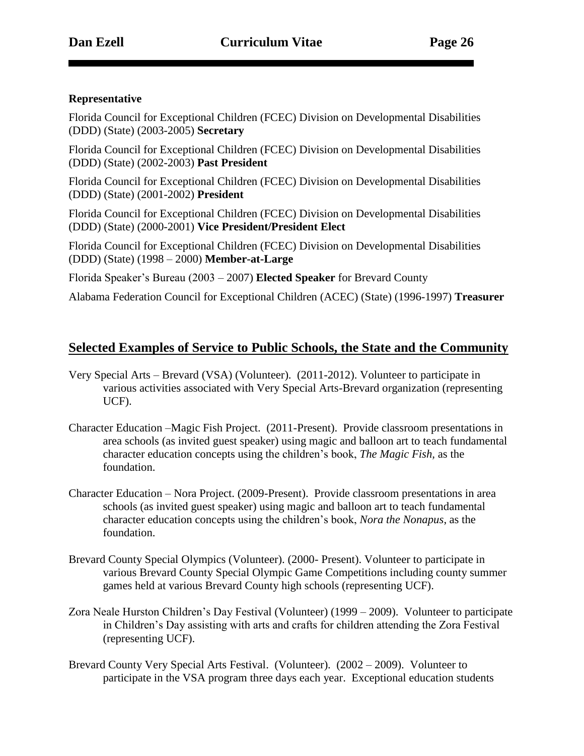**Representative**

Florida Council for Exceptional Children (FCEC) Division on Developmental Disabilities (DDD) (State) (2003-2005) **Secretary**

Florida Council for Exceptional Children (FCEC) Division on Developmental Disabilities (DDD) (State) (2002-2003) **Past President**

Florida Council for Exceptional Children (FCEC) Division on Developmental Disabilities (DDD) (State) (2001-2002) **President**

Florida Council for Exceptional Children (FCEC) Division on Developmental Disabilities (DDD) (State) (2000-2001) **Vice President/President Elect**

Florida Council for Exceptional Children (FCEC) Division on Developmental Disabilities (DDD) (State) (1998 – 2000) **Member-at-Large**

Florida Speaker's Bureau (2003 – 2007) **Elected Speaker** for Brevard County

Alabama Federation Council for Exceptional Children (ACEC) (State) (1996-1997) **Treasurer**

## Selected Examples of Service to Public Schools, the State and the Community

Very Special Arts – Brevard (VSA) (Volunteer). (2011-2012). Volunteer to participate in various activities associated with Very Special Arts-Brevard organization (representing UCF).

Character Education –Magic Fish Project. (2011-Present). Provide classroom presentations in area schools (as invited guest speaker) using magic and balloon art to teach fundamental character education concepts using the children's book, *The Magic Fish*, as the foundation.

Character Education – Nora Project. (2009-Present). Provide classroom presentations in area schools (as invited guest speaker) using magic and balloon art to teach fundamental character education concepts using the children's book, *Nora the Nonapus*, as the foundation.

Brevard County Special Olympics (Volunteer). (2000- Present). Volunteer to participate in various Brevard County Special Olympic Game Competitions including county summer games held at various Brevard County high schools (representing UCF).

Zora Neale Hurston Children's Day Festival (Volunteer) (1999 – 2009). Volunteer to participate in Children's Day assisting with arts and crafts for children attending the Zora Festival (representing UCF).

Brevard County Very Special Arts Festival. (Volunteer). (2002 – 2009). Volunteer to participate in the VSA program three days each year. Exceptional education students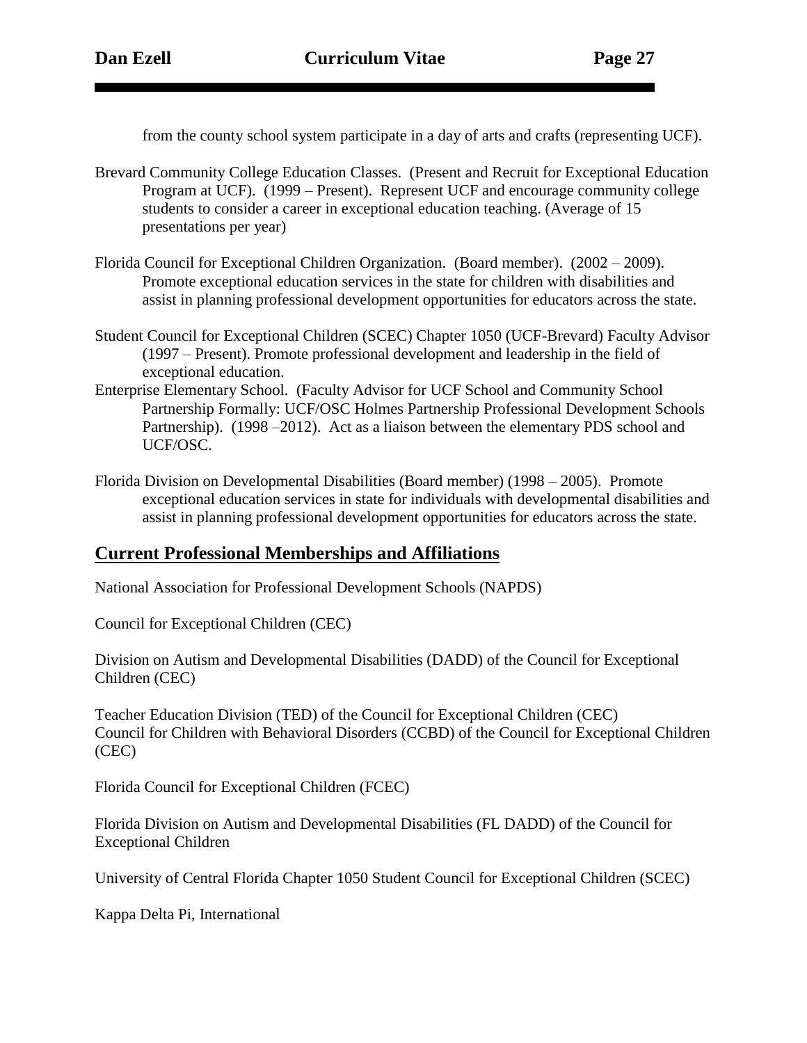from the county school system participate in a day of arts and crafts (representing UCF).

Brevard Community College Education Classes. (Present and Recruit for Exceptional Education Program at UCF). (1999 – Present). Represent UCF and encourage community college students to consider a career in exceptional education teaching. (Average of 15 presentations per year)

Florida Council for Exceptional Children Organization. (Board member). (2002 – 2009). Promote exceptional education services in the state for children with disabilities and assist in planning professional development opportunities for educators across the state.

Student Council for Exceptional Children (SCEC) Chapter 1050 (UCF-Brevard) Faculty Advisor (1997 – Present). Promote professional development and leadership in the field of exceptional education.

Enterprise Elementary School. (Faculty Advisor for UCF School and Community School Partnership Formally: UCF/OSC Holmes Partnership Professional Development Schools Partnership). (1998 –2012). Act as a liaison between the elementary PDS school and UCF/OSC.

Florida Division on Developmental Disabilities (Board member) (1998 – 2005). Promote exceptional education services in state for individuals with developmental disabilities and assist in planning professional development opportunities for educators across the state.

## Current Professional Memberships and Affiliations

National Association for Professional Development Schools (NAPDS)

Council for Exceptional Children (CEC)

Division on Autism and Developmental Disabilities (DADD) of the Council for Exceptional Children (CEC)

Teacher Education Division (TED) of the Council for Exceptional Children (CEC)

Council for Children with Behavioral Disorders (CCBD) of the Council for Exceptional Children (CEC)

Florida Council for Exceptional Children (FCEC)

Florida Division on Autism and Developmental Disabilities (FL DADD) of the Council for Exceptional Children

University of Central Florida Chapter 1050 Student Council for Exceptional Children (SCEC)

Kappa Delta Pi, International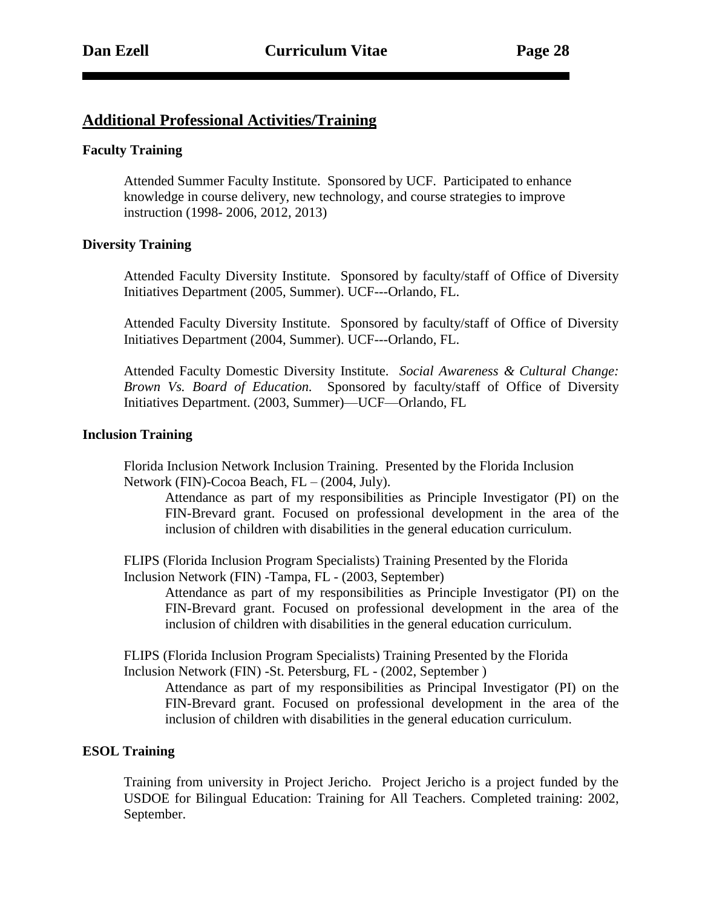## Additional Professional Activities/Training

### Faculty Training

Attended Summer Faculty Institute. Sponsored by UCF. Participated to enhance knowledge in course delivery, new technology, and course strategies to improve instruction (1998- 2006, 2012, 2013)

### Diversity Training

Attended Faculty Diversity Institute. Sponsored by faculty/staff of Office of Diversity Initiatives Department (2005, Summer). UCF---Orlando, FL.

Attended Faculty Diversity Institute. Sponsored by faculty/staff of Office of Diversity Initiatives Department (2004, Summer). UCF---Orlando, FL.

Attended Faculty Domestic Diversity Institute. *Social Awareness & Cultural Change: Brown Vs. Board of Education.* Sponsored by faculty/staff of Office of Diversity Initiatives Department. (2003, Summer)—UCF—Orlando, FL

### Inclusion Training

Florida Inclusion Network Inclusion Training. Presented by the Florida Inclusion Network (FIN)-Cocoa Beach, FL – (2004, July).

Attendance as part of my responsibilities as Principle Investigator (PI) on the FIN-Brevard grant. Focused on professional development in the area of the inclusion of children with disabilities in the general education curriculum.

FLIPS (Florida Inclusion Program Specialists) Training Presented by the Florida Inclusion Network (FIN) -Tampa, FL - (2003, September)

Attendance as part of my responsibilities as Principle Investigator (PI) on the FIN-Brevard grant. Focused on professional development in the area of the inclusion of children with disabilities in the general education curriculum.

FLIPS (Florida Inclusion Program Specialists) Training Presented by the Florida Inclusion Network (FIN) -St. Petersburg, FL - (2002, September )

Attendance as part of my responsibilities as Principal Investigator (PI) on the FIN-Brevard grant. Focused on professional development in the area of the inclusion of children with disabilities in the general education curriculum.

### ESOL Training

Training from university in Project Jericho. Project Jericho is a project funded by the USDOE for Bilingual Education: Training for All Teachers. Completed training: 2002, September.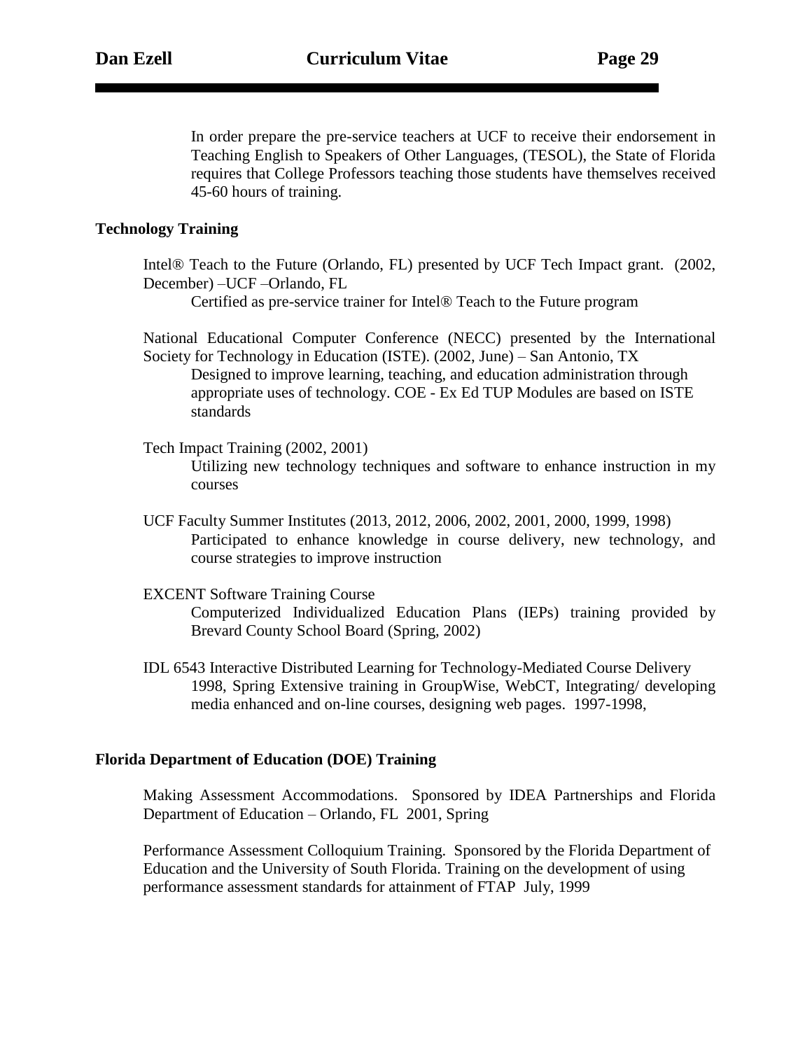In order prepare the pre-service teachers at UCF to receive their endorsement in Teaching English to Speakers of Other Languages, (TESOL), the State of Florida requires that College Professors teaching those students have themselves received 45-60 hours of training.

**Technology Training**

Intel® Teach to the Future (Orlando, FL) presented by UCF Tech Impact grant. (2002, December) –UCF –Orlando, FL

Certified as pre-service trainer for Intel® Teach to the Future program

National Educational Computer Conference (NECC) presented by the International Society for Technology in Education (ISTE). (2002, June) – San Antonio, TX

Designed to improve learning, teaching, and education administration through appropriate uses of technology. COE - Ex Ed TUP Modules are based on ISTE standards

Tech Impact Training (2002, 2001)

Utilizing new technology techniques and software to enhance instruction in my courses

UCF Faculty Summer Institutes (2013, 2012, 2006, 2002, 2001, 2000, 1999, 1998)

Participated to enhance knowledge in course delivery, new technology, and course strategies to improve instruction

EXCENT Software Training Course

Computerized Individualized Education Plans (IEPs) training provided by Brevard County School Board (Spring, 2002)

IDL 6543 Interactive Distributed Learning for Technology-Mediated Course Delivery

1998, Spring Extensive training in GroupWise, WebCT, Integrating/ developing media enhanced and on-line courses, designing web pages. 1997-1998,

**Florida Department of Education (DOE) Training**

Making Assessment Accommodations. Sponsored by IDEA Partnerships and Florida Department of Education – Orlando, FL 2001, Spring

Performance Assessment Colloquium Training. Sponsored by the Florida Department of Education and the University of South Florida. Training on the development of using performance assessment standards for attainment of FTAP July, 1999